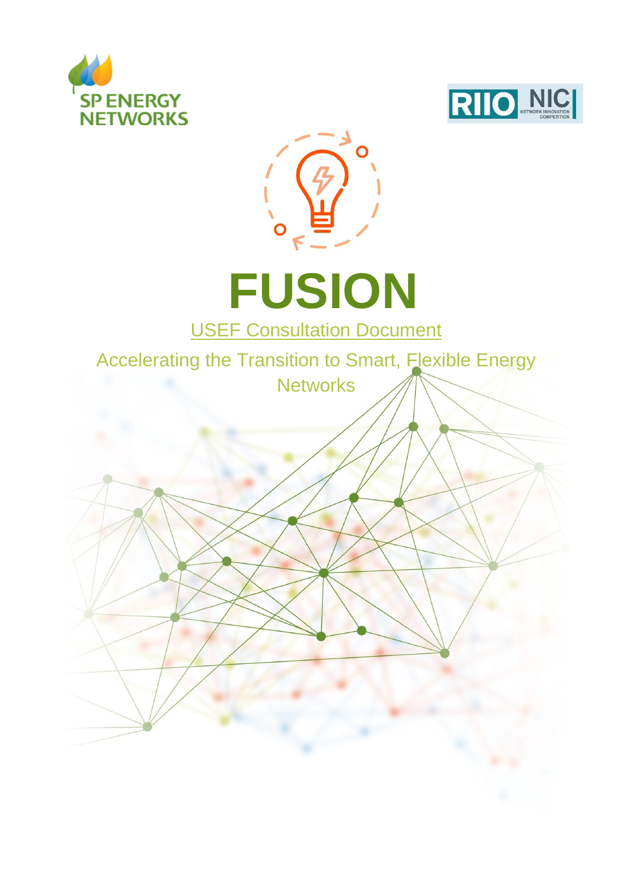SP ENERGY NETWORKS

RIIO NIC NETWORK INNOVATION COMPETITION

# FUSION

USEF Consultation Document

Accelerating the Transition to Smart, Flexible Energy Networks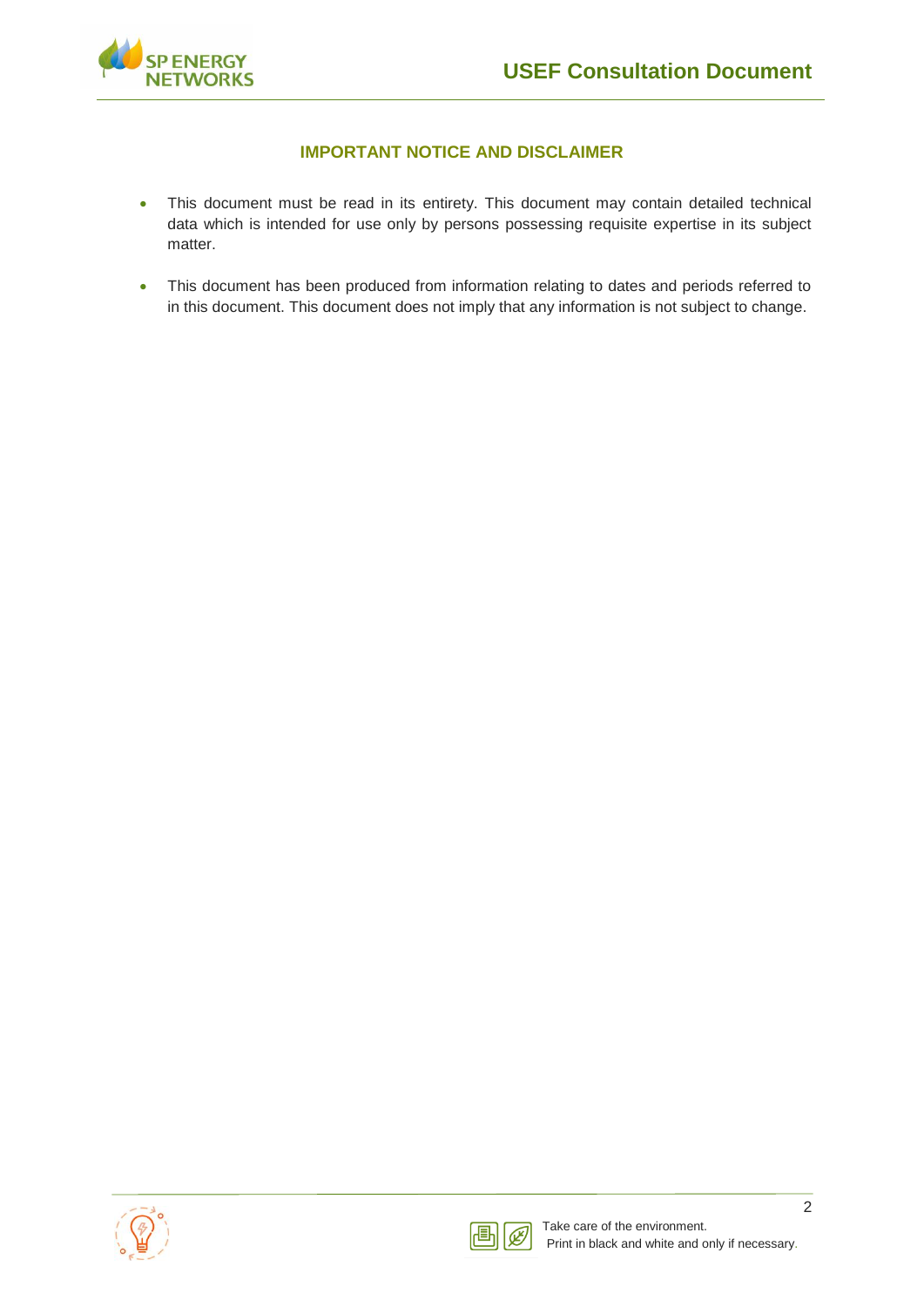## IMPORTANT NOTICE AND DISCLAIMER

- This document must be read in its entirety. This document may contain detailed technical data which is intended for use only by persons possessing requisite expertise in its subject matter.
- This document has been produced from information relating to dates and periods referred to in this document. This document does not imply that any information is not subject to change.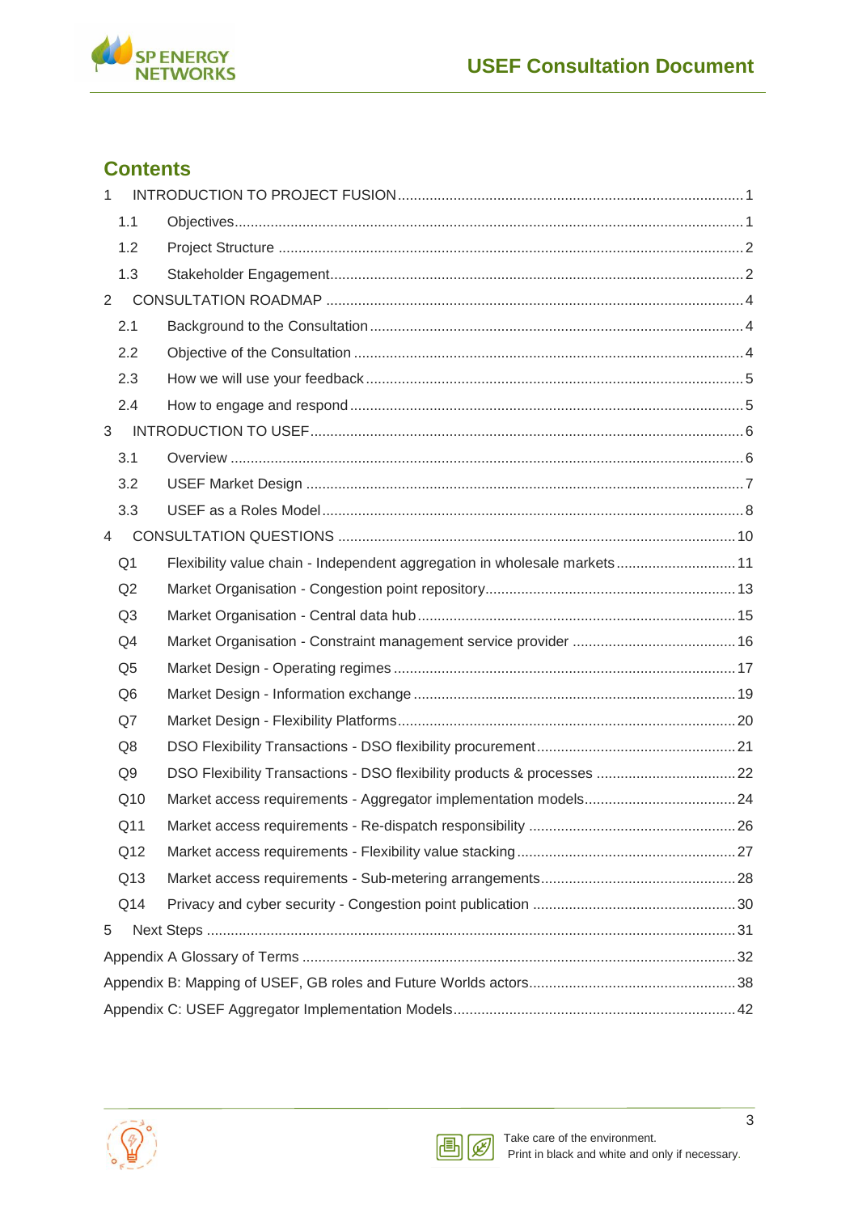## Contents

| | | |
|---|---|---|
| 1 | INTRODUCTION TO PROJECT FUSION | 1 |
| 1.1 | Objectives | 1 |
| 1.2 | Project Structure | 2 |
| 1.3 | Stakeholder Engagement | 2 |
| 2 | CONSULTATION ROADMAP | 4 |
| 2.1 | Background to the Consultation | 4 |
| 2.2 | Objective of the Consultation | 4 |
| 2.3 | How we will use your feedback | 5 |
| 2.4 | How to engage and respond | 5 |
| 3 | INTRODUCTION TO USEF | 6 |
| 3.1 | Overview | 6 |
| 3.2 | USEF Market Design | 7 |
| 3.3 | USEF as a Roles Model | 8 |
| 4 | CONSULTATION QUESTIONS | 10 |
| Q1 | Flexibility value chain - Independent aggregation in wholesale markets | 11 |
| Q2 | Market Organisation - Congestion point repository | 13 |
| Q3 | Market Organisation - Central data hub | 15 |
| Q4 | Market Organisation - Constraint management service provider | 16 |
| Q5 | Market Design - Operating regimes | 17 |
| Q6 | Market Design - Information exchange | 19 |
| Q7 | Market Design - Flexibility Platforms | 20 |
| Q8 | DSO Flexibility Transactions - DSO flexibility procurement | 21 |
| Q9 | DSO Flexibility Transactions - DSO flexibility products & processes | 22 |
| Q10 | Market access requirements - Aggregator implementation models | 24 |
| Q11 | Market access requirements - Re-dispatch responsibility | 26 |
| Q12 | Market access requirements - Flexibility value stacking | 27 |
| Q13 | Market access requirements - Sub-metering arrangements | 28 |
| Q14 | Privacy and cyber security - Congestion point publication | 30 |
| 5 | Next Steps | 31 |
| Appendix A Glossary of Terms | | 32 |
| Appendix B: Mapping of USEF, GB roles and Future Worlds actors | | 38 |
| Appendix C: USEF Aggregator Implementation Models | | 42 |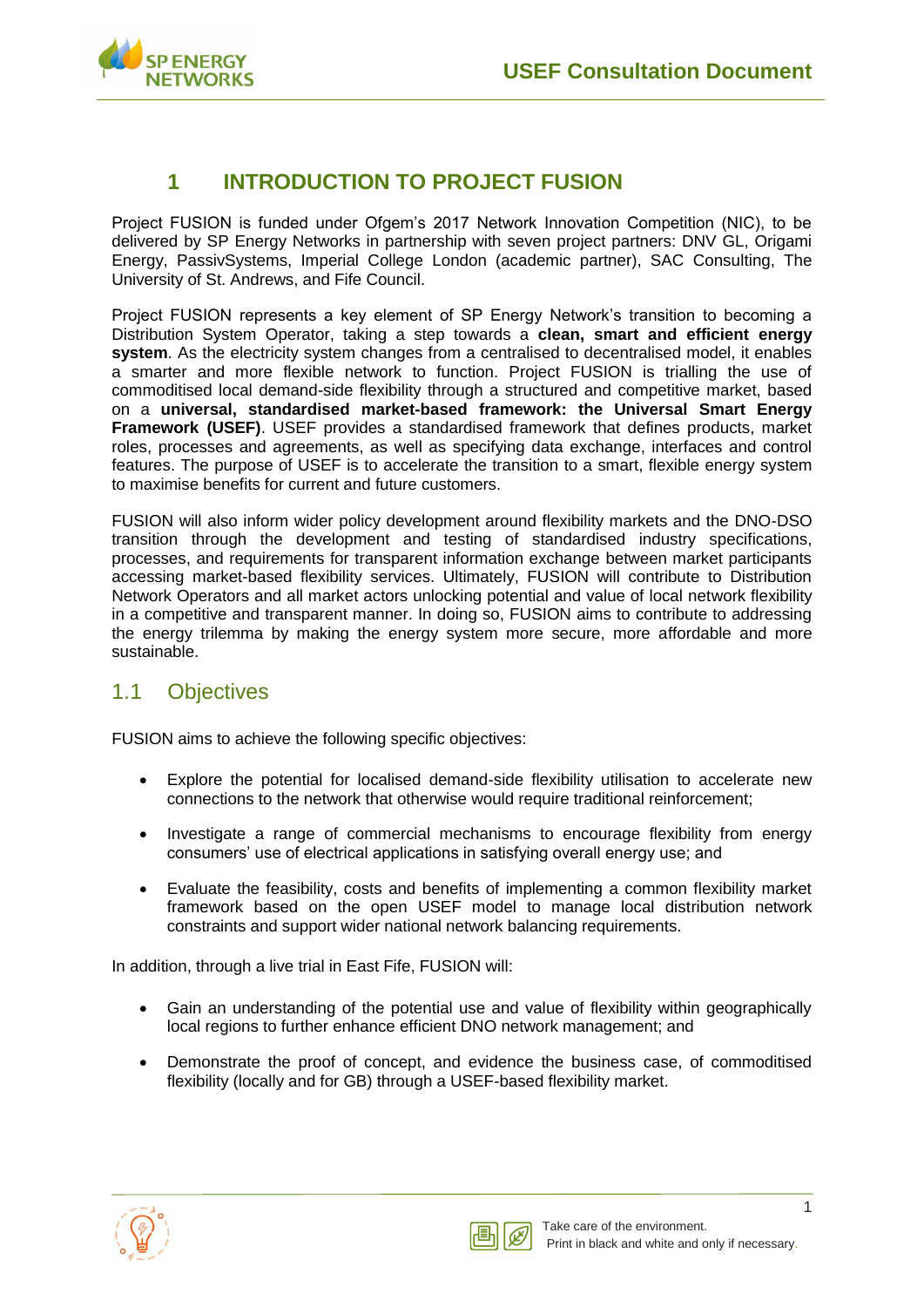# 1 INTRODUCTION TO PROJECT FUSION

Project FUSION is funded under Ofgem's 2017 Network Innovation Competition (NIC), to be delivered by SP Energy Networks in partnership with seven project partners: DNV GL, Origami Energy, PassivSystems, Imperial College London (academic partner), SAC Consulting, The University of St. Andrews, and Fife Council.

Project FUSION represents a key element of SP Energy Network's transition to becoming a Distribution System Operator, taking a step towards a **clean, smart and efficient energy system**. As the electricity system changes from a centralised to decentralised model, it enables a smarter and more flexible network to function. Project FUSION is trialling the use of commoditised local demand-side flexibility through a structured and competitive market, based on a **universal, standardised market-based framework: the Universal Smart Energy Framework (USEF)**. USEF provides a standardised framework that defines products, market roles, processes and agreements, as well as specifying data exchange, interfaces and control features. The purpose of USEF is to accelerate the transition to a smart, flexible energy system to maximise benefits for current and future customers.

FUSION will also inform wider policy development around flexibility markets and the DNO-DSO transition through the development and testing of standardised industry specifications, processes, and requirements for transparent information exchange between market participants accessing market-based flexibility services. Ultimately, FUSION will contribute to Distribution Network Operators and all market actors unlocking potential and value of local network flexibility in a competitive and transparent manner. In doing so, FUSION aims to contribute to addressing the energy trilemma by making the energy system more secure, more affordable and more sustainable.

## 1.1 Objectives

FUSION aims to achieve the following specific objectives:

- Explore the potential for localised demand-side flexibility utilisation to accelerate new connections to the network that otherwise would require traditional reinforcement;
- Investigate a range of commercial mechanisms to encourage flexibility from energy consumers' use of electrical applications in satisfying overall energy use; and
- Evaluate the feasibility, costs and benefits of implementing a common flexibility market framework based on the open USEF model to manage local distribution network constraints and support wider national network balancing requirements.

In addition, through a live trial in East Fife, FUSION will:

- Gain an understanding of the potential use and value of flexibility within geographically local regions to further enhance efficient DNO network management; and
- Demonstrate the proof of concept, and evidence the business case, of commoditised flexibility (locally and for GB) through a USEF-based flexibility market.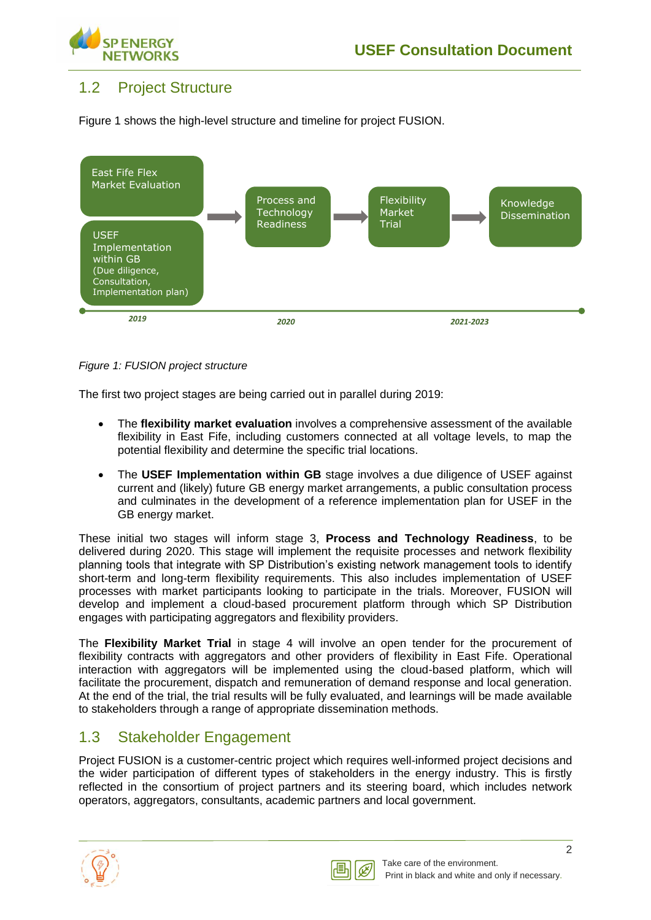## 1.2 Project Structure

Figure 1 shows the high-level structure and timeline for project FUSION.

East Fife Flex Market Evaluation

USEF Implementation within GB (Due diligence, Consultation, Implementation plan)

→ Process and Technology Readiness → Flexibility Market Trial → Knowledge Dissemination

2019 | 2020 | 2021-2023

*Figure 1: FUSION project structure*

The first two project stages are being carried out in parallel during 2019:

- The **flexibility market evaluation** involves a comprehensive assessment of the available flexibility in East Fife, including customers connected at all voltage levels, to map the potential flexibility and determine the specific trial locations.
- The **USEF Implementation within GB** stage involves a due diligence of USEF against current and (likely) future GB energy market arrangements, a public consultation process and culminates in the development of a reference implementation plan for USEF in the GB energy market.

These initial two stages will inform stage 3, **Process and Technology Readiness**, to be delivered during 2020. This stage will implement the requisite processes and network flexibility planning tools that integrate with SP Distribution's existing network management tools to identify short-term and long-term flexibility requirements. This also includes implementation of USEF processes with market participants looking to participate in the trials. Moreover, FUSION will develop and implement a cloud-based procurement platform through which SP Distribution engages with participating aggregators and flexibility providers.

The **Flexibility Market Trial** in stage 4 will involve an open tender for the procurement of flexibility contracts with aggregators and other providers of flexibility in East Fife. Operational interaction with aggregators will be implemented using the cloud-based platform, which will facilitate the procurement, dispatch and remuneration of demand response and local generation. At the end of the trial, the trial results will be fully evaluated, and learnings will be made available to stakeholders through a range of appropriate dissemination methods.

## 1.3 Stakeholder Engagement

Project FUSION is a customer-centric project which requires well-informed project decisions and the wider participation of different types of stakeholders in the energy industry. This is firstly reflected in the consortium of project partners and its steering board, which includes network operators, aggregators, consultants, academic partners and local government.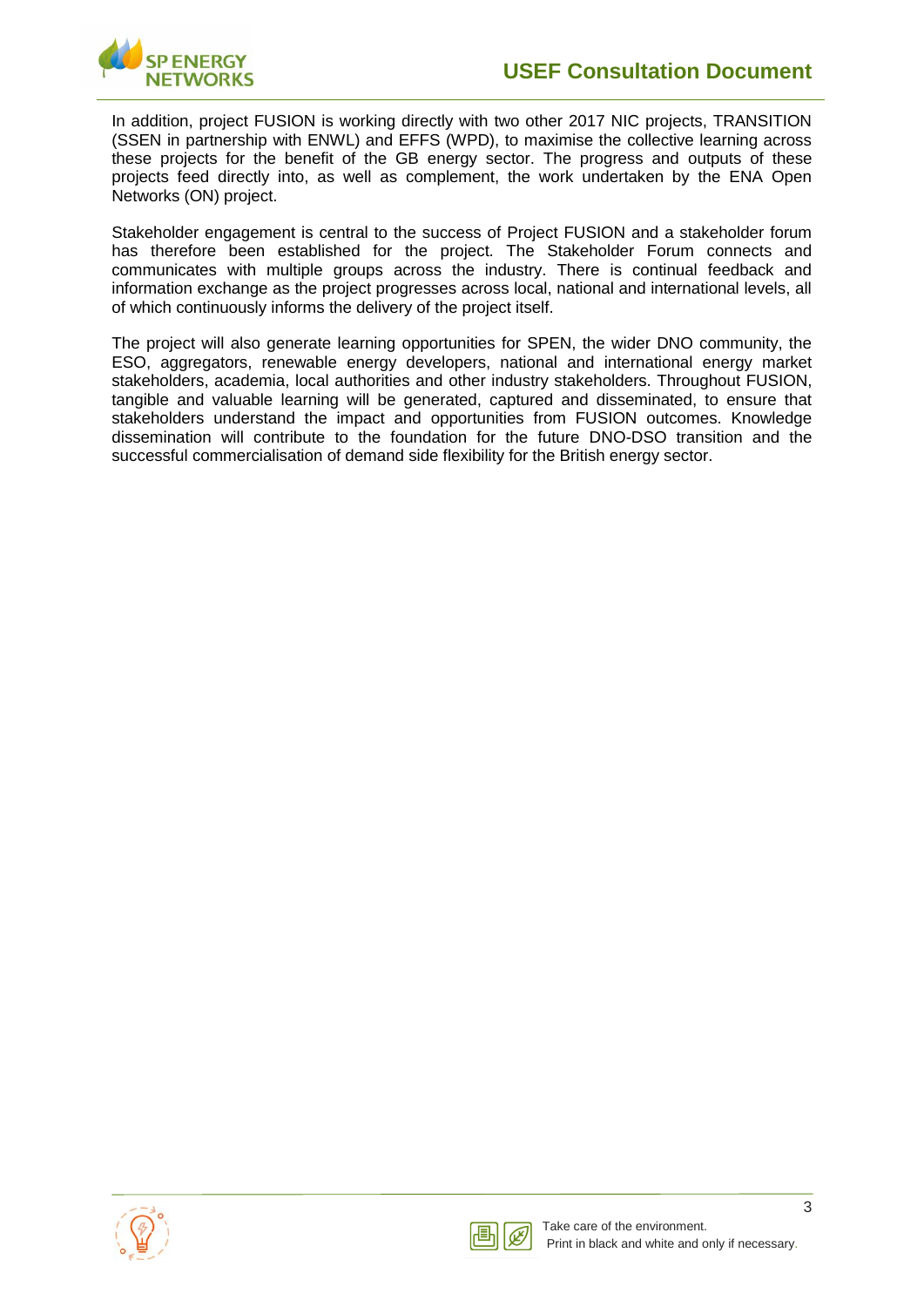In addition, project FUSION is working directly with two other 2017 NIC projects, TRANSITION (SSEN in partnership with ENWL) and EFFS (WPD), to maximise the collective learning across these projects for the benefit of the GB energy sector. The progress and outputs of these projects feed directly into, as well as complement, the work undertaken by the ENA Open Networks (ON) project.

Stakeholder engagement is central to the success of Project FUSION and a stakeholder forum has therefore been established for the project. The Stakeholder Forum connects and communicates with multiple groups across the industry. There is continual feedback and information exchange as the project progresses across local, national and international levels, all of which continuously informs the delivery of the project itself.

The project will also generate learning opportunities for SPEN, the wider DNO community, the ESO, aggregators, renewable energy developers, national and international energy market stakeholders, academia, local authorities and other industry stakeholders. Throughout FUSION, tangible and valuable learning will be generated, captured and disseminated, to ensure that stakeholders understand the impact and opportunities from FUSION outcomes. Knowledge dissemination will contribute to the foundation for the future DNO-DSO transition and the successful commercialisation of demand side flexibility for the British energy sector.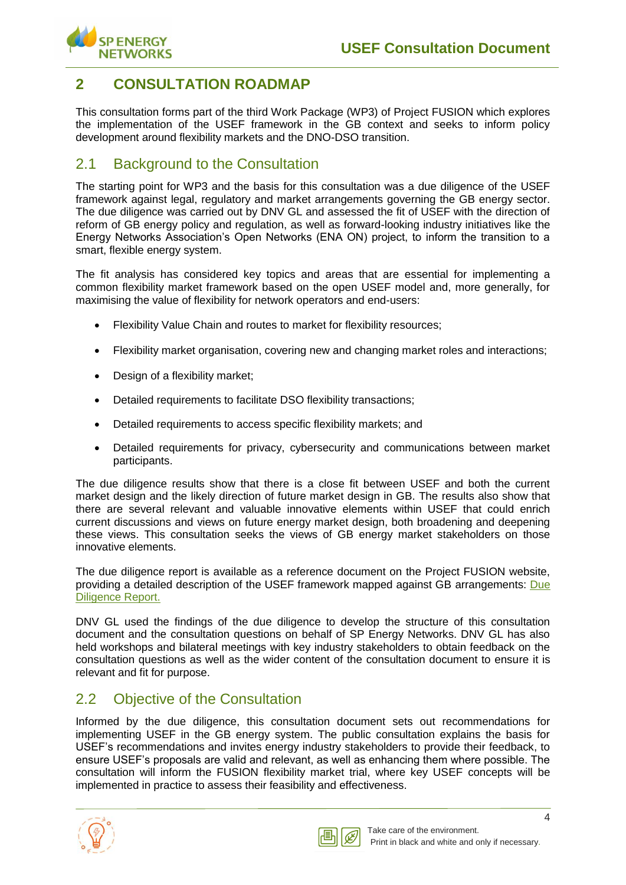# 2 CONSULTATION ROADMAP

This consultation forms part of the third Work Package (WP3) of Project FUSION which explores the implementation of the USEF framework in the GB context and seeks to inform policy development around flexibility markets and the DNO-DSO transition.

## 2.1 Background to the Consultation

The starting point for WP3 and the basis for this consultation was a due diligence of the USEF framework against legal, regulatory and market arrangements governing the GB energy sector. The due diligence was carried out by DNV GL and assessed the fit of USEF with the direction of reform of GB energy policy and regulation, as well as forward-looking industry initiatives like the Energy Networks Association's Open Networks (ENA ON) project, to inform the transition to a smart, flexible energy system.

The fit analysis has considered key topics and areas that are essential for implementing a common flexibility market framework based on the open USEF model and, more generally, for maximising the value of flexibility for network operators and end-users:

- Flexibility Value Chain and routes to market for flexibility resources;
- Flexibility market organisation, covering new and changing market roles and interactions;
- Design of a flexibility market;
- Detailed requirements to facilitate DSO flexibility transactions;
- Detailed requirements to access specific flexibility markets; and
- Detailed requirements for privacy, cybersecurity and communications between market participants.

The due diligence results show that there is a close fit between USEF and both the current market design and the likely direction of future market design in GB. The results also show that there are several relevant and valuable innovative elements within USEF that could enrich current discussions and views on future energy market design, both broadening and deepening these views. This consultation seeks the views of GB energy market stakeholders on those innovative elements.

The due diligence report is available as a reference document on the Project FUSION website, providing a detailed description of the USEF framework mapped against GB arrangements: Due Diligence Report.

DNV GL used the findings of the due diligence to develop the structure of this consultation document and the consultation questions on behalf of SP Energy Networks. DNV GL has also held workshops and bilateral meetings with key industry stakeholders to obtain feedback on the consultation questions as well as the wider content of the consultation document to ensure it is relevant and fit for purpose.

## 2.2 Objective of the Consultation

Informed by the due diligence, this consultation document sets out recommendations for implementing USEF in the GB energy system. The public consultation explains the basis for USEF's recommendations and invites energy industry stakeholders to provide their feedback, to ensure USEF's proposals are valid and relevant, as well as enhancing them where possible. The consultation will inform the FUSION flexibility market trial, where key USEF concepts will be implemented in practice to assess their feasibility and effectiveness.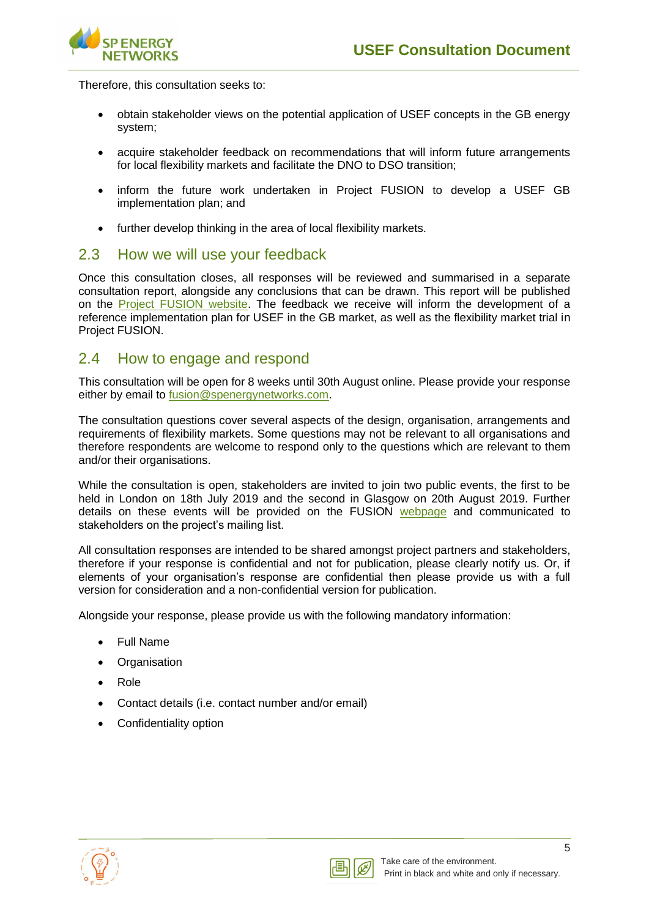Therefore, this consultation seeks to:

- obtain stakeholder views on the potential application of USEF concepts in the GB energy system;
- acquire stakeholder feedback on recommendations that will inform future arrangements for local flexibility markets and facilitate the DNO to DSO transition;
- inform the future work undertaken in Project FUSION to develop a USEF GB implementation plan; and
- further develop thinking in the area of local flexibility markets.

## 2.3 How we will use your feedback

Once this consultation closes, all responses will be reviewed and summarised in a separate consultation report, alongside any conclusions that can be drawn. This report will be published on the Project FUSION website. The feedback we receive will inform the development of a reference implementation plan for USEF in the GB market, as well as the flexibility market trial in Project FUSION.

## 2.4 How to engage and respond

This consultation will be open for 8 weeks until 30th August online. Please provide your response either by email to fusion@spenergynetworks.com.

The consultation questions cover several aspects of the design, organisation, arrangements and requirements of flexibility markets. Some questions may not be relevant to all organisations and therefore respondents are welcome to respond only to the questions which are relevant to them and/or their organisations.

While the consultation is open, stakeholders are invited to join two public events, the first to be held in London on 18th July 2019 and the second in Glasgow on 20th August 2019. Further details on these events will be provided on the FUSION webpage and communicated to stakeholders on the project's mailing list.

All consultation responses are intended to be shared amongst project partners and stakeholders, therefore if your response is confidential and not for publication, please clearly notify us. Or, if elements of your organisation's response are confidential then please provide us with a full version for consideration and a non-confidential version for publication.

Alongside your response, please provide us with the following mandatory information:

- Full Name
- Organisation
- Role
- Contact details (i.e. contact number and/or email)
- Confidentiality option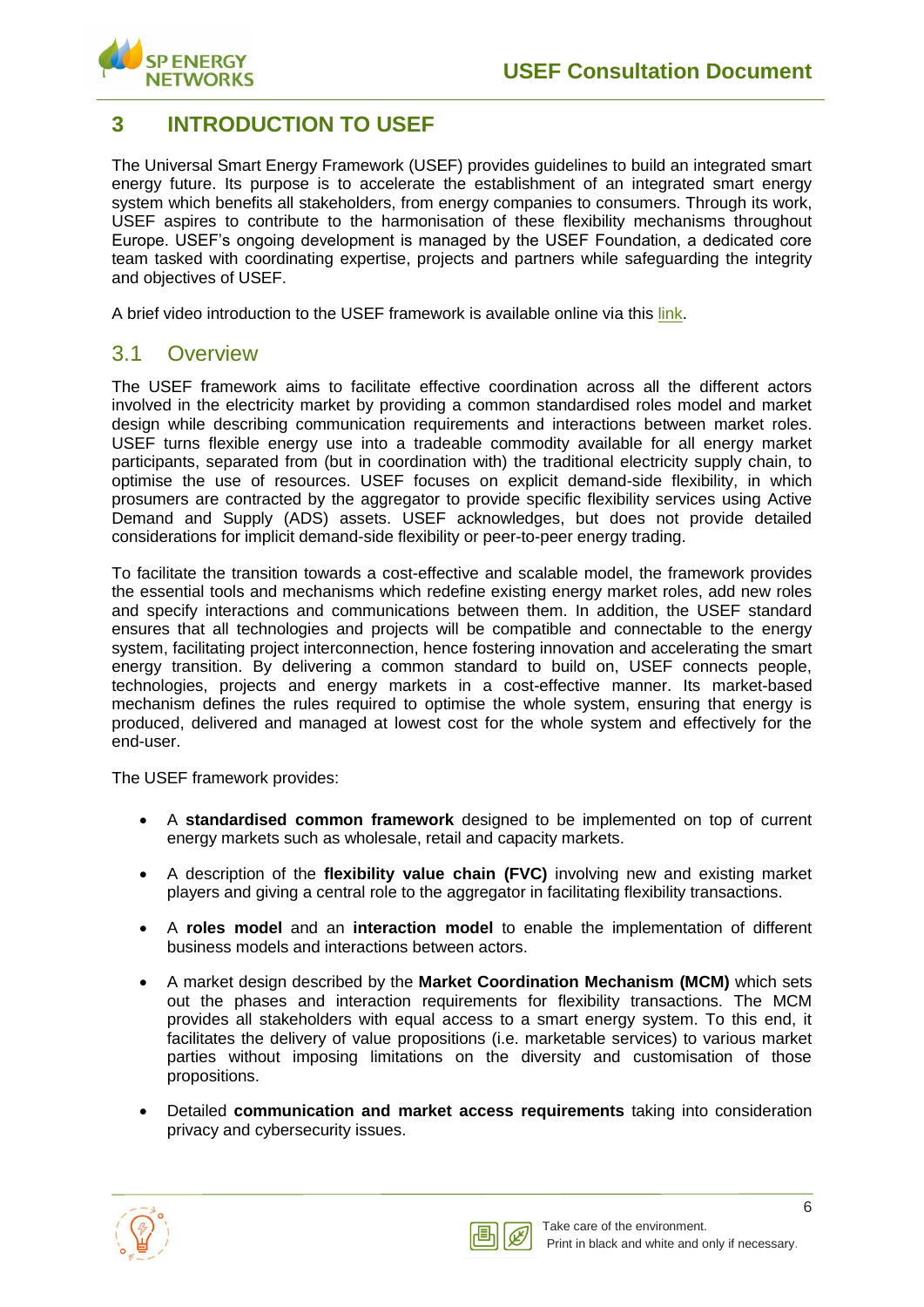# 3 INTRODUCTION TO USEF

The Universal Smart Energy Framework (USEF) provides guidelines to build an integrated smart energy future. Its purpose is to accelerate the establishment of an integrated smart energy system which benefits all stakeholders, from energy companies to consumers. Through its work, USEF aspires to contribute to the harmonisation of these flexibility mechanisms throughout Europe. USEF's ongoing development is managed by the USEF Foundation, a dedicated core team tasked with coordinating expertise, projects and partners while safeguarding the integrity and objectives of USEF.

A brief video introduction to the USEF framework is available online via this link.

## 3.1 Overview

The USEF framework aims to facilitate effective coordination across all the different actors involved in the electricity market by providing a common standardised roles model and market design while describing communication requirements and interactions between market roles. USEF turns flexible energy use into a tradeable commodity available for all energy market participants, separated from (but in coordination with) the traditional electricity supply chain, to optimise the use of resources. USEF focuses on explicit demand-side flexibility, in which prosumers are contracted by the aggregator to provide specific flexibility services using Active Demand and Supply (ADS) assets. USEF acknowledges, but does not provide detailed considerations for implicit demand-side flexibility or peer-to-peer energy trading.

To facilitate the transition towards a cost-effective and scalable model, the framework provides the essential tools and mechanisms which redefine existing energy market roles, add new roles and specify interactions and communications between them. In addition, the USEF standard ensures that all technologies and projects will be compatible and connectable to the energy system, facilitating project interconnection, hence fostering innovation and accelerating the smart energy transition. By delivering a common standard to build on, USEF connects people, technologies, projects and energy markets in a cost-effective manner. Its market-based mechanism defines the rules required to optimise the whole system, ensuring that energy is produced, delivered and managed at lowest cost for the whole system and effectively for the end-user.

The USEF framework provides:

- A **standardised common framework** designed to be implemented on top of current energy markets such as wholesale, retail and capacity markets.
- A description of the **flexibility value chain (FVC)** involving new and existing market players and giving a central role to the aggregator in facilitating flexibility transactions.
- A **roles model** and an **interaction model** to enable the implementation of different business models and interactions between actors.
- A market design described by the **Market Coordination Mechanism (MCM)** which sets out the phases and interaction requirements for flexibility transactions. The MCM provides all stakeholders with equal access to a smart energy system. To this end, it facilitates the delivery of value propositions (i.e. marketable services) to various market parties without imposing limitations on the diversity and customisation of those propositions.
- Detailed **communication and market access requirements** taking into consideration privacy and cybersecurity issues.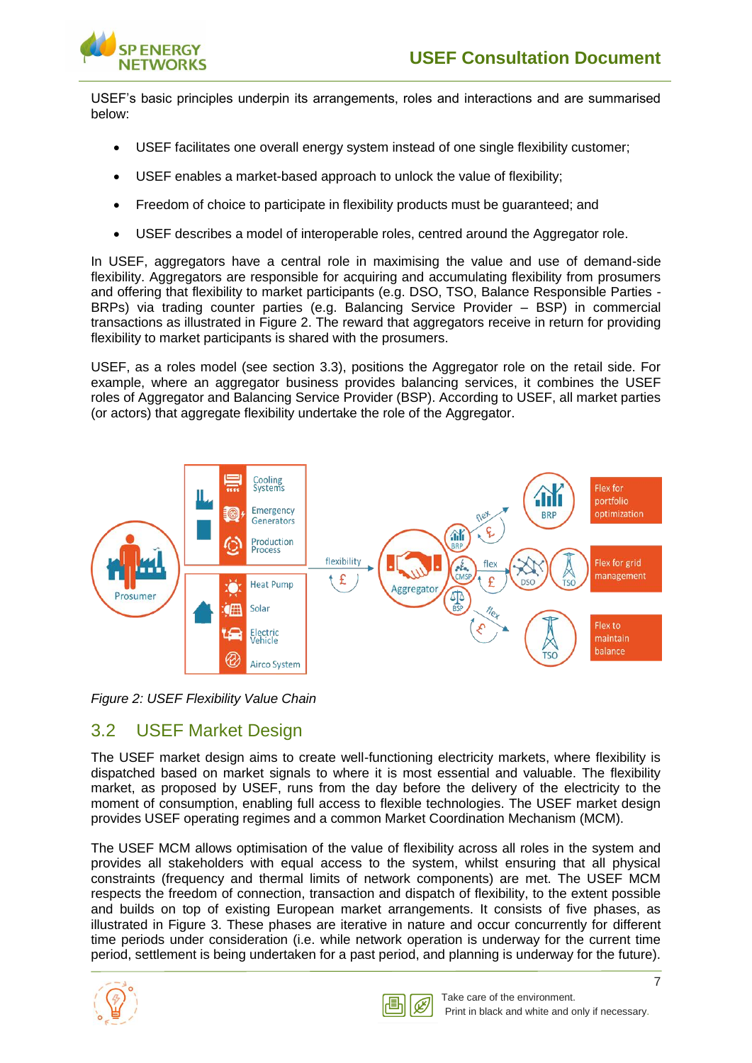USEF's basic principles underpin its arrangements, roles and interactions and are summarised below:

- USEF facilitates one overall energy system instead of one single flexibility customer;
- USEF enables a market-based approach to unlock the value of flexibility;
- Freedom of choice to participate in flexibility products must be guaranteed; and
- USEF describes a model of interoperable roles, centred around the Aggregator role.

In USEF, aggregators have a central role in maximising the value and use of demand-side flexibility. Aggregators are responsible for acquiring and accumulating flexibility from prosumers and offering that flexibility to market participants (e.g. DSO, TSO, Balance Responsible Parties - BRPs) via trading counter parties (e.g. Balancing Service Provider – BSP) in commercial transactions as illustrated in Figure 2. The reward that aggregators receive in return for providing flexibility to market participants is shared with the prosumers.

USEF, as a roles model (see section 3.3), positions the Aggregator role on the retail side. For example, where an aggregator business provides balancing services, it combines the USEF roles of Aggregator and Balancing Service Provider (BSP). According to USEF, all market parties (or actors) that aggregate flexibility undertake the role of the Aggregator.

*Figure 2: USEF Flexibility Value Chain*

## 3.2 USEF Market Design

The USEF market design aims to create well-functioning electricity markets, where flexibility is dispatched based on market signals to where it is most essential and valuable. The flexibility market, as proposed by USEF, runs from the day before the delivery of the electricity to the moment of consumption, enabling full access to flexible technologies. The USEF market design provides USEF operating regimes and a common Market Coordination Mechanism (MCM).

The USEF MCM allows optimisation of the value of flexibility across all roles in the system and provides all stakeholders with equal access to the system, whilst ensuring that all physical constraints (frequency and thermal limits of network components) are met. The USEF MCM respects the freedom of connection, transaction and dispatch of flexibility, to the extent possible and builds on top of existing European market arrangements. It consists of five phases, as illustrated in Figure 3. These phases are iterative in nature and occur concurrently for different time periods under consideration (i.e. while network operation is underway for the current time period, settlement is being undertaken for a past period, and planning is underway for the future).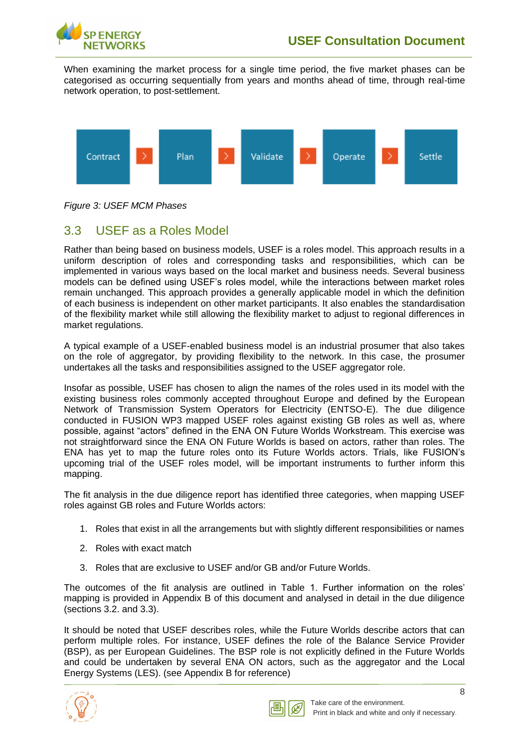When examining the market process for a single time period, the five market phases can be categorised as occurring sequentially from years and months ahead of time, through real-time network operation, to post-settlement.

Contract > Plan > Validate > Operate > Settle

*Figure 3: USEF MCM Phases*

## 3.3 USEF as a Roles Model

Rather than being based on business models, USEF is a roles model. This approach results in a uniform description of roles and corresponding tasks and responsibilities, which can be implemented in various ways based on the local market and business needs. Several business models can be defined using USEF's roles model, while the interactions between market roles remain unchanged. This approach provides a generally applicable model in which the definition of each business is independent on other market participants. It also enables the standardisation of the flexibility market while still allowing the flexibility market to adjust to regional differences in market regulations.

A typical example of a USEF-enabled business model is an industrial prosumer that also takes on the role of aggregator, by providing flexibility to the network. In this case, the prosumer undertakes all the tasks and responsibilities assigned to the USEF aggregator role.

Insofar as possible, USEF has chosen to align the names of the roles used in its model with the existing business roles commonly accepted throughout Europe and defined by the European Network of Transmission System Operators for Electricity (ENTSO-E). The due diligence conducted in FUSION WP3 mapped USEF roles against existing GB roles as well as, where possible, against "actors" defined in the ENA ON Future Worlds Workstream. This exercise was not straightforward since the ENA ON Future Worlds is based on actors, rather than roles. The ENA has yet to map the future roles onto its Future Worlds actors. Trials, like FUSION's upcoming trial of the USEF roles model, will be important instruments to further inform this mapping.

The fit analysis in the due diligence report has identified three categories, when mapping USEF roles against GB roles and Future Worlds actors:

1. Roles that exist in all the arrangements but with slightly different responsibilities or names
2. Roles with exact match
3. Roles that are exclusive to USEF and/or GB and/or Future Worlds.

The outcomes of the fit analysis are outlined in Table 1. Further information on the roles' mapping is provided in Appendix B of this document and analysed in detail in the due diligence (sections 3.2. and 3.3).

It should be noted that USEF describes roles, while the Future Worlds describe actors that can perform multiple roles. For instance, USEF defines the role of the Balance Service Provider (BSP), as per European Guidelines. The BSP role is not explicitly defined in the Future Worlds and could be undertaken by several ENA ON actors, such as the aggregator and the Local Energy Systems (LES). (see Appendix B for reference)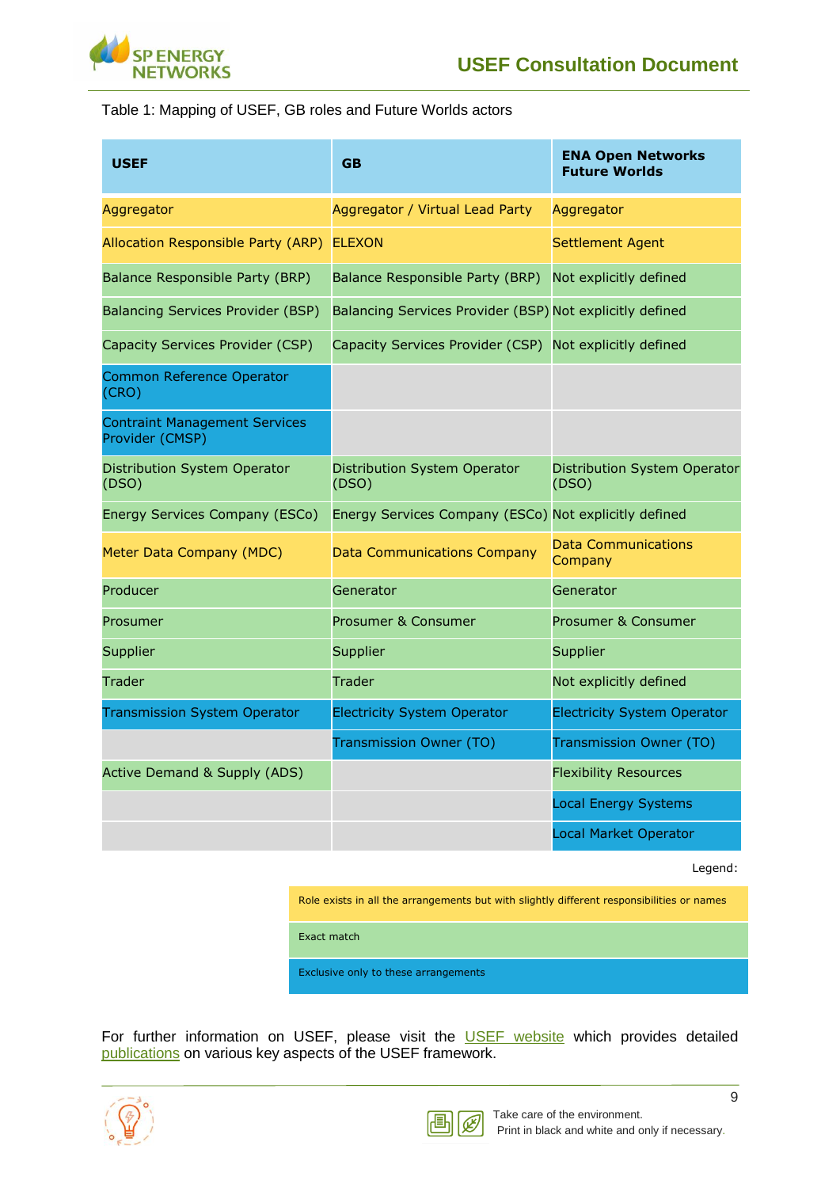Table 1: Mapping of USEF, GB roles and Future Worlds actors

| USEF | GB | ENA Open Networks Future Worlds |
|---|---|---|
| Aggregator | Aggregator / Virtual Lead Party | Aggregator |
| Allocation Responsible Party (ARP) | ELEXON | Settlement Agent |
| Balance Responsible Party (BRP) | Balance Responsible Party (BRP) | Not explicitly defined |
| Balancing Services Provider (BSP) | Balancing Services Provider (BSP) | Not explicitly defined |
| Capacity Services Provider (CSP) | Capacity Services Provider (CSP) | Not explicitly defined |
| Common Reference Operator (CRO) | | |
| Contraint Management Services Provider (CMSP) | | |
| Distribution System Operator (DSO) | Distribution System Operator (DSO) | Distribution System Operator (DSO) |
| Energy Services Company (ESCo) | Energy Services Company (ESCo) | Not explicitly defined |
| Meter Data Company (MDC) | Data Communications Company | Data Communications Company |
| Producer | Generator | Generator |
| Prosumer | Prosumer & Consumer | Prosumer & Consumer |
| Supplier | Supplier | Supplier |
| Trader | Trader | Not explicitly defined |
| Transmission System Operator | Electricity System Operator | Electricity System Operator |
| | Transmission Owner (TO) | Transmission Owner (TO) |
| Active Demand & Supply (ADS) | | Flexibility Resources |
| | | Local Energy Systems |
| | | Local Market Operator |

Legend:

- Role exists in all the arrangements but with slightly different responsibilities or names (yellow)
- Exact match (green)
- Exclusive only to these arrangements (blue)

For further information on USEF, please visit the USEF website which provides detailed publications on various key aspects of the USEF framework.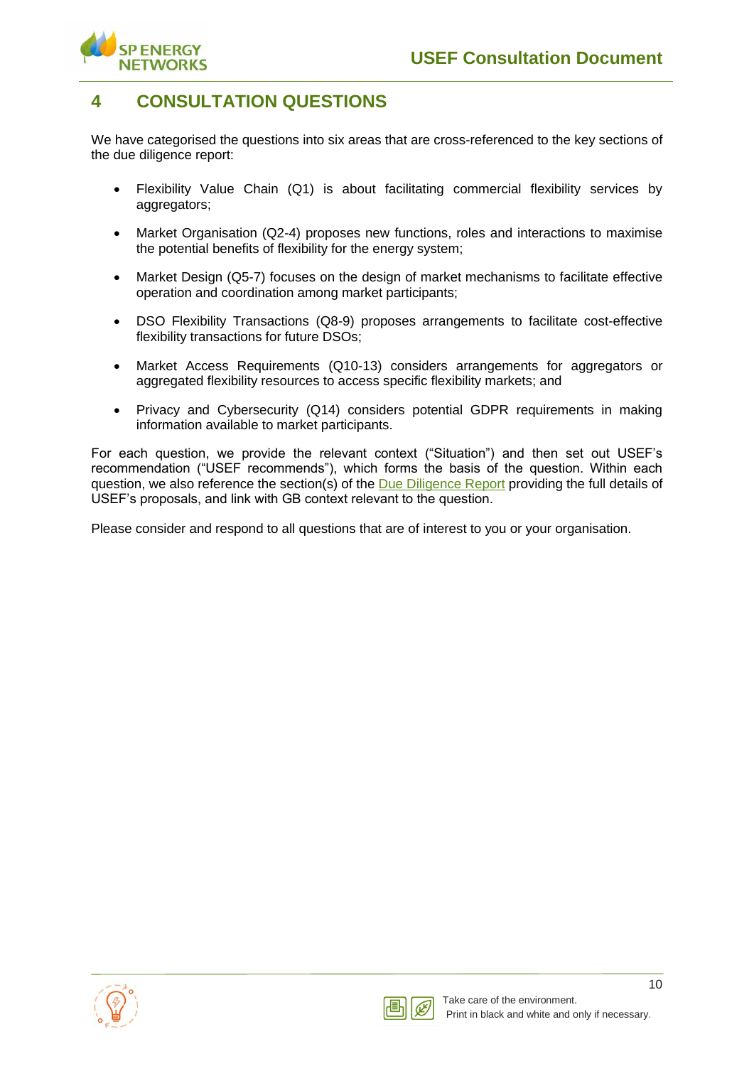# 4 CONSULTATION QUESTIONS

We have categorised the questions into six areas that are cross-referenced to the key sections of the due diligence report:

- Flexibility Value Chain (Q1) is about facilitating commercial flexibility services by aggregators;
- Market Organisation (Q2-4) proposes new functions, roles and interactions to maximise the potential benefits of flexibility for the energy system;
- Market Design (Q5-7) focuses on the design of market mechanisms to facilitate effective operation and coordination among market participants;
- DSO Flexibility Transactions (Q8-9) proposes arrangements to facilitate cost-effective flexibility transactions for future DSOs;
- Market Access Requirements (Q10-13) considers arrangements for aggregators or aggregated flexibility resources to access specific flexibility markets; and
- Privacy and Cybersecurity (Q14) considers potential GDPR requirements in making information available to market participants.

For each question, we provide the relevant context ("Situation") and then set out USEF's recommendation ("USEF recommends"), which forms the basis of the question. Within each question, we also reference the section(s) of the Due Diligence Report providing the full details of USEF's proposals, and link with GB context relevant to the question.

Please consider and respond to all questions that are of interest to you or your organisation.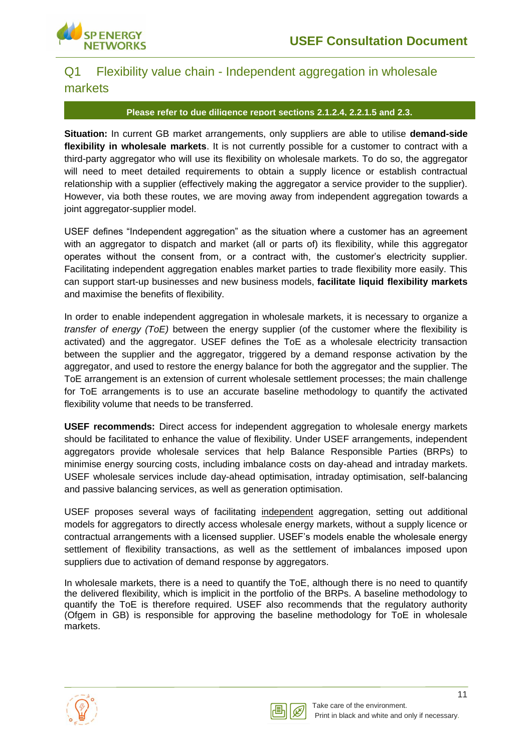## Q1 Flexibility value chain - Independent aggregation in wholesale markets

**Please refer to due diligence report sections 2.1.2.4, 2.2.1.5 and 2.3.**

**Situation:** In current GB market arrangements, only suppliers are able to utilise **demand-side flexibility in wholesale markets**. It is not currently possible for a customer to contract with a third-party aggregator who will use its flexibility on wholesale markets. To do so, the aggregator will need to meet detailed requirements to obtain a supply licence or establish contractual relationship with a supplier (effectively making the aggregator a service provider to the supplier). However, via both these routes, we are moving away from independent aggregation towards a joint aggregator-supplier model.

USEF defines "Independent aggregation" as the situation where a customer has an agreement with an aggregator to dispatch and market (all or parts of) its flexibility, while this aggregator operates without the consent from, or a contract with, the customer's electricity supplier. Facilitating independent aggregation enables market parties to trade flexibility more easily. This can support start-up businesses and new business models, **facilitate liquid flexibility markets** and maximise the benefits of flexibility.

In order to enable independent aggregation in wholesale markets, it is necessary to organize a *transfer of energy (ToE)* between the energy supplier (of the customer where the flexibility is activated) and the aggregator. USEF defines the ToE as a wholesale electricity transaction between the supplier and the aggregator, triggered by a demand response activation by the aggregator, and used to restore the energy balance for both the aggregator and the supplier. The ToE arrangement is an extension of current wholesale settlement processes; the main challenge for ToE arrangements is to use an accurate baseline methodology to quantify the activated flexibility volume that needs to be transferred.

**USEF recommends:** Direct access for independent aggregation to wholesale energy markets should be facilitated to enhance the value of flexibility. Under USEF arrangements, independent aggregators provide wholesale services that help Balance Responsible Parties (BRPs) to minimise energy sourcing costs, including imbalance costs on day-ahead and intraday markets. USEF wholesale services include day-ahead optimisation, intraday optimisation, self-balancing and passive balancing services, as well as generation optimisation.

USEF proposes several ways of facilitating independent aggregation, setting out additional models for aggregators to directly access wholesale energy markets, without a supply licence or contractual arrangements with a licensed supplier. USEF's models enable the wholesale energy settlement of flexibility transactions, as well as the settlement of imbalances imposed upon suppliers due to activation of demand response by aggregators.

In wholesale markets, there is a need to quantify the ToE, although there is no need to quantify the delivered flexibility, which is implicit in the portfolio of the BRPs. A baseline methodology to quantify the ToE is therefore required. USEF also recommends that the regulatory authority (Ofgem in GB) is responsible for approving the baseline methodology for ToE in wholesale markets.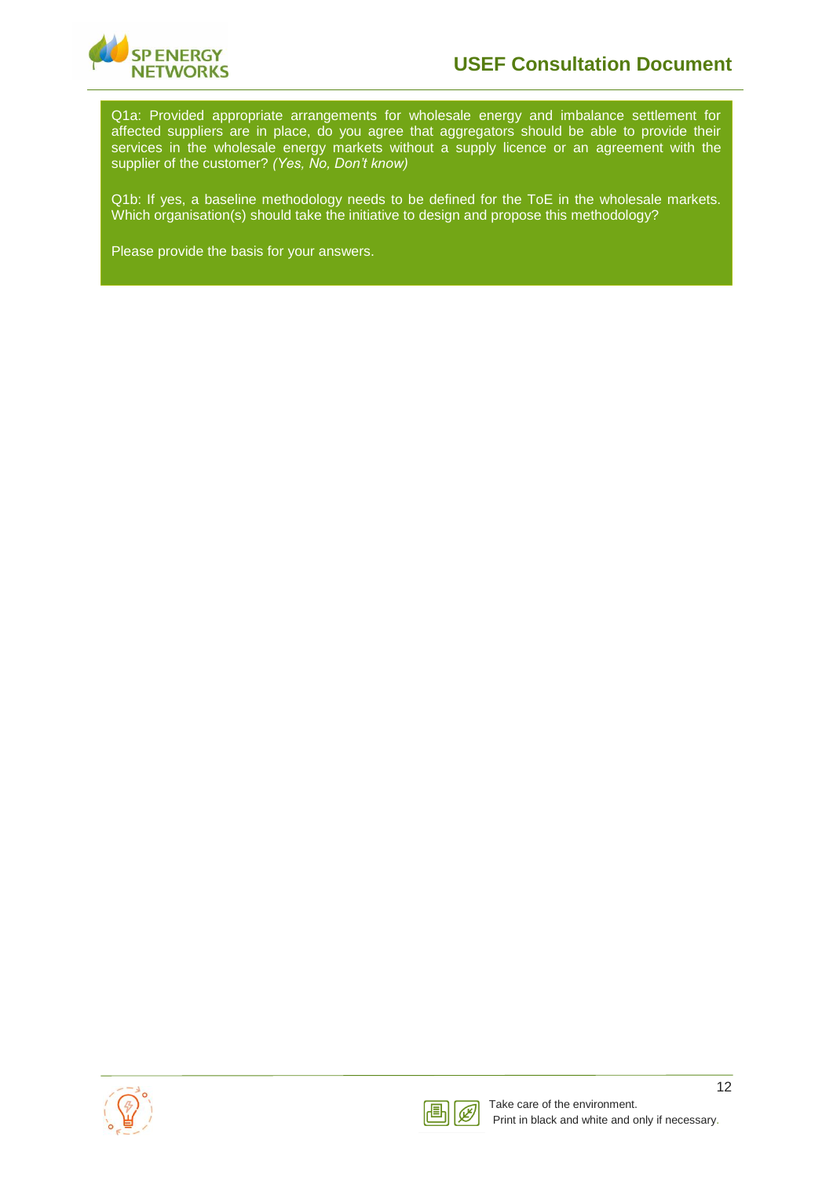Q1a: Provided appropriate arrangements for wholesale energy and imbalance settlement for affected suppliers are in place, do you agree that aggregators should be able to provide their services in the wholesale energy markets without a supply licence or an agreement with the supplier of the customer? *(Yes, No, Don't know)*

Q1b: If yes, a baseline methodology needs to be defined for the ToE in the wholesale markets. Which organisation(s) should take the initiative to design and propose this methodology?

Please provide the basis for your answers.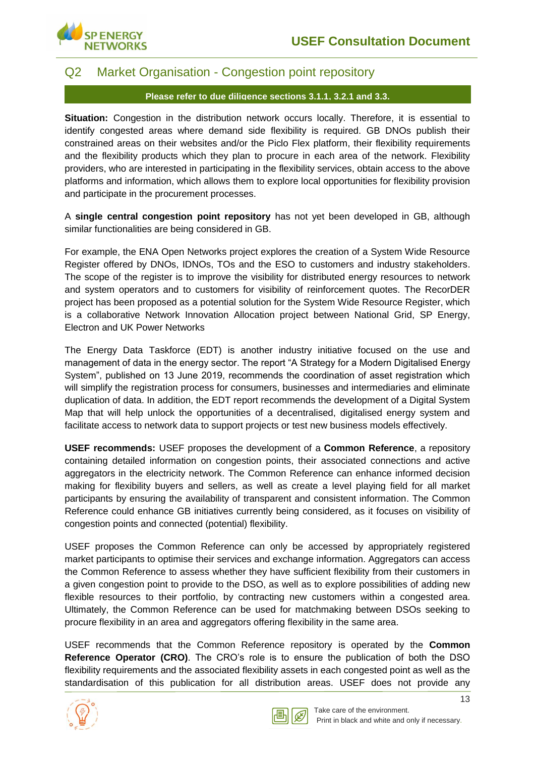## Q2 Market Organisation - Congestion point repository

**Please refer to due diligence sections 3.1.1, 3.2.1 and 3.3.**

**Situation:** Congestion in the distribution network occurs locally. Therefore, it is essential to identify congested areas where demand side flexibility is required. GB DNOs publish their constrained areas on their websites and/or the Piclo Flex platform, their flexibility requirements and the flexibility products which they plan to procure in each area of the network. Flexibility providers, who are interested in participating in the flexibility services, obtain access to the above platforms and information, which allows them to explore local opportunities for flexibility provision and participate in the procurement processes.

A **single central congestion point repository** has not yet been developed in GB, although similar functionalities are being considered in GB.

For example, the ENA Open Networks project explores the creation of a System Wide Resource Register offered by DNOs, IDNOs, TOs and the ESO to customers and industry stakeholders. The scope of the register is to improve the visibility for distributed energy resources to network and system operators and to customers for visibility of reinforcement quotes. The RecorDER project has been proposed as a potential solution for the System Wide Resource Register, which is a collaborative Network Innovation Allocation project between National Grid, SP Energy, Electron and UK Power Networks

The Energy Data Taskforce (EDT) is another industry initiative focused on the use and management of data in the energy sector. The report "A Strategy for a Modern Digitalised Energy System", published on 13 June 2019, recommends the coordination of asset registration which will simplify the registration process for consumers, businesses and intermediaries and eliminate duplication of data. In addition, the EDT report recommends the development of a Digital System Map that will help unlock the opportunities of a decentralised, digitalised energy system and facilitate access to network data to support projects or test new business models effectively.

**USEF recommends:** USEF proposes the development of a **Common Reference**, a repository containing detailed information on congestion points, their associated connections and active aggregators in the electricity network. The Common Reference can enhance informed decision making for flexibility buyers and sellers, as well as create a level playing field for all market participants by ensuring the availability of transparent and consistent information. The Common Reference could enhance GB initiatives currently being considered, as it focuses on visibility of congestion points and connected (potential) flexibility.

USEF proposes the Common Reference can only be accessed by appropriately registered market participants to optimise their services and exchange information. Aggregators can access the Common Reference to assess whether they have sufficient flexibility from their customers in a given congestion point to provide to the DSO, as well as to explore possibilities of adding new flexible resources to their portfolio, by contracting new customers within a congested area. Ultimately, the Common Reference can be used for matchmaking between DSOs seeking to procure flexibility in an area and aggregators offering flexibility in the same area.

USEF recommends that the Common Reference repository is operated by the **Common Reference Operator (CRO)**. The CRO's role is to ensure the publication of both the DSO flexibility requirements and the associated flexibility assets in each congested point as well as the standardisation of this publication for all distribution areas. USEF does not provide any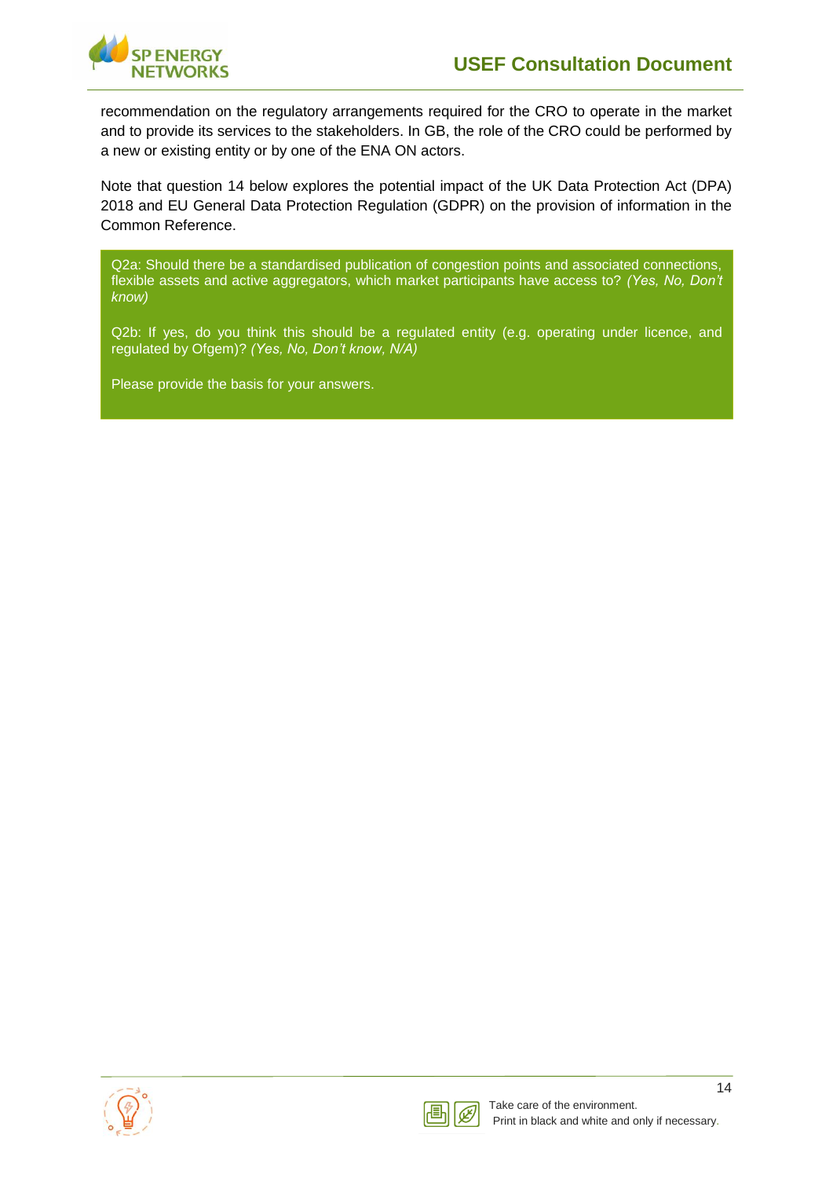recommendation on the regulatory arrangements required for the CRO to operate in the market and to provide its services to the stakeholders. In GB, the role of the CRO could be performed by a new or existing entity or by one of the ENA ON actors.

Note that question 14 below explores the potential impact of the UK Data Protection Act (DPA) 2018 and EU General Data Protection Regulation (GDPR) on the provision of information in the Common Reference.

> Q2a: Should there be a standardised publication of congestion points and associated connections, flexible assets and active aggregators, which market participants have access to? *(Yes, No, Don't know)*
>
> Q2b: If yes, do you think this should be a regulated entity (e.g. operating under licence, and regulated by Ofgem)? *(Yes, No, Don't know, N/A)*
>
> Please provide the basis for your answers.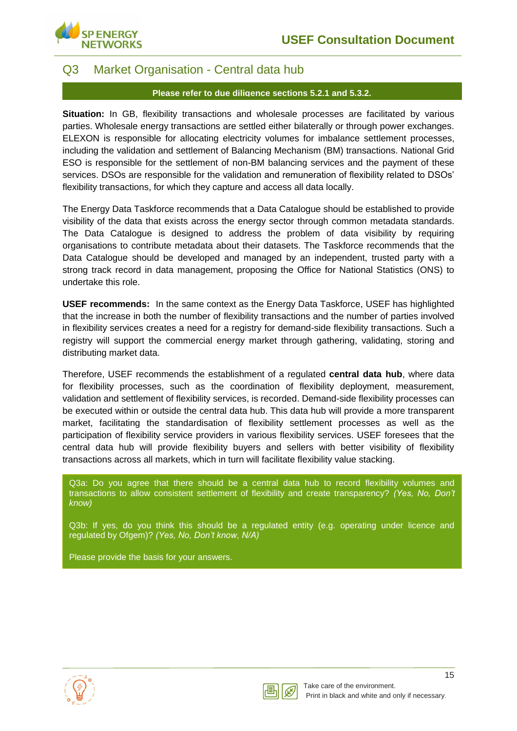## Q3 Market Organisation - Central data hub

**Please refer to due diligence sections 5.2.1 and 5.3.2.**

**Situation:** In GB, flexibility transactions and wholesale processes are facilitated by various parties. Wholesale energy transactions are settled either bilaterally or through power exchanges. ELEXON is responsible for allocating electricity volumes for imbalance settlement processes, including the validation and settlement of Balancing Mechanism (BM) transactions. National Grid ESO is responsible for the settlement of non-BM balancing services and the payment of these services. DSOs are responsible for the validation and remuneration of flexibility related to DSOs' flexibility transactions, for which they capture and access all data locally.

The Energy Data Taskforce recommends that a Data Catalogue should be established to provide visibility of the data that exists across the energy sector through common metadata standards. The Data Catalogue is designed to address the problem of data visibility by requiring organisations to contribute metadata about their datasets. The Taskforce recommends that the Data Catalogue should be developed and managed by an independent, trusted party with a strong track record in data management, proposing the Office for National Statistics (ONS) to undertake this role.

**USEF recommends:** In the same context as the Energy Data Taskforce, USEF has highlighted that the increase in both the number of flexibility transactions and the number of parties involved in flexibility services creates a need for a registry for demand-side flexibility transactions. Such a registry will support the commercial energy market through gathering, validating, storing and distributing market data.

Therefore, USEF recommends the establishment of a regulated **central data hub**, where data for flexibility processes, such as the coordination of flexibility deployment, measurement, validation and settlement of flexibility services, is recorded. Demand-side flexibility processes can be executed within or outside the central data hub. This data hub will provide a more transparent market, facilitating the standardisation of flexibility settlement processes as well as the participation of flexibility service providers in various flexibility services. USEF foresees that the central data hub will provide flexibility buyers and sellers with better visibility of flexibility transactions across all markets, which in turn will facilitate flexibility value stacking.

Q3a: Do you agree that there should be a central data hub to record flexibility volumes and transactions to allow consistent settlement of flexibility and create transparency? *(Yes, No, Don't know)*

Q3b: If yes, do you think this should be a regulated entity (e.g. operating under licence and regulated by Ofgem)? *(Yes, No, Don't know, N/A)*

Please provide the basis for your answers.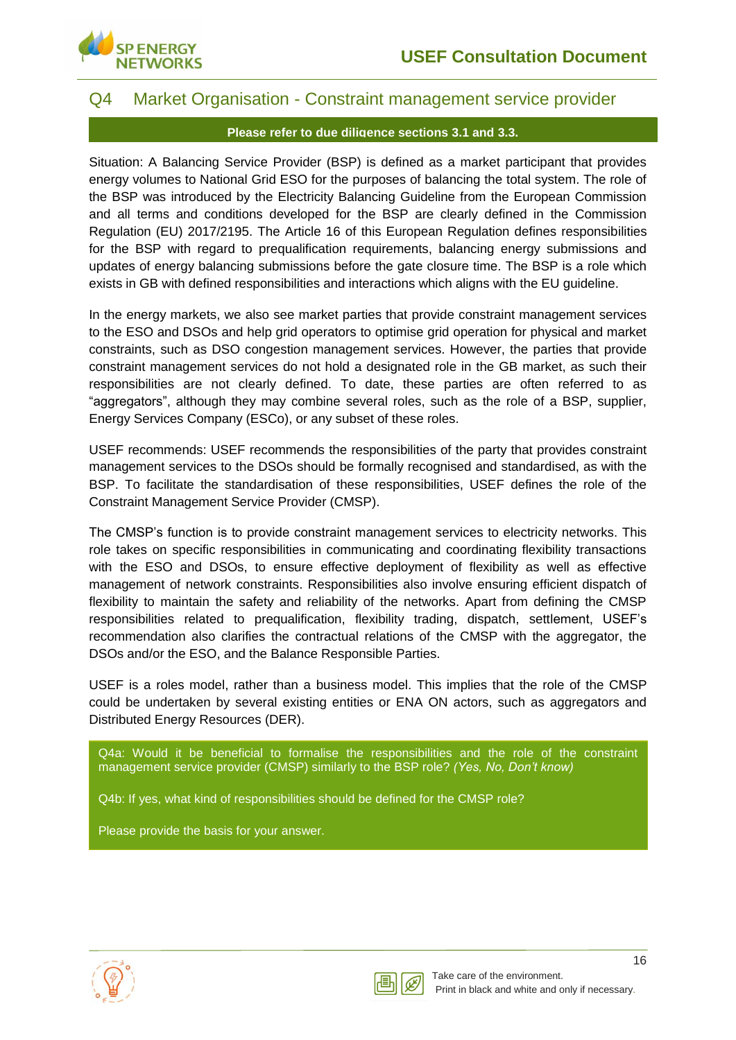## Q4 Market Organisation - Constraint management service provider

**Please refer to due diligence sections 3.1 and 3.3.**

Situation: A Balancing Service Provider (BSP) is defined as a market participant that provides energy volumes to National Grid ESO for the purposes of balancing the total system. The role of the BSP was introduced by the Electricity Balancing Guideline from the European Commission and all terms and conditions developed for the BSP are clearly defined in the Commission Regulation (EU) 2017/2195. The Article 16 of this European Regulation defines responsibilities for the BSP with regard to prequalification requirements, balancing energy submissions and updates of energy balancing submissions before the gate closure time. The BSP is a role which exists in GB with defined responsibilities and interactions which aligns with the EU guideline.

In the energy markets, we also see market parties that provide constraint management services to the ESO and DSOs and help grid operators to optimise grid operation for physical and market constraints, such as DSO congestion management services. However, the parties that provide constraint management services do not hold a designated role in the GB market, as such their responsibilities are not clearly defined. To date, these parties are often referred to as "aggregators", although they may combine several roles, such as the role of a BSP, supplier, Energy Services Company (ESCo), or any subset of these roles.

USEF recommends: USEF recommends the responsibilities of the party that provides constraint management services to the DSOs should be formally recognised and standardised, as with the BSP. To facilitate the standardisation of these responsibilities, USEF defines the role of the Constraint Management Service Provider (CMSP).

The CMSP's function is to provide constraint management services to electricity networks. This role takes on specific responsibilities in communicating and coordinating flexibility transactions with the ESO and DSOs, to ensure effective deployment of flexibility as well as effective management of network constraints. Responsibilities also involve ensuring efficient dispatch of flexibility to maintain the safety and reliability of the networks. Apart from defining the CMSP responsibilities related to prequalification, flexibility trading, dispatch, settlement, USEF's recommendation also clarifies the contractual relations of the CMSP with the aggregator, the DSOs and/or the ESO, and the Balance Responsible Parties.

USEF is a roles model, rather than a business model. This implies that the role of the CMSP could be undertaken by several existing entities or ENA ON actors, such as aggregators and Distributed Energy Resources (DER).

Q4a: Would it be beneficial to formalise the responsibilities and the role of the constraint management service provider (CMSP) similarly to the BSP role? *(Yes, No, Don't know)*

Q4b: If yes, what kind of responsibilities should be defined for the CMSP role?

Please provide the basis for your answer.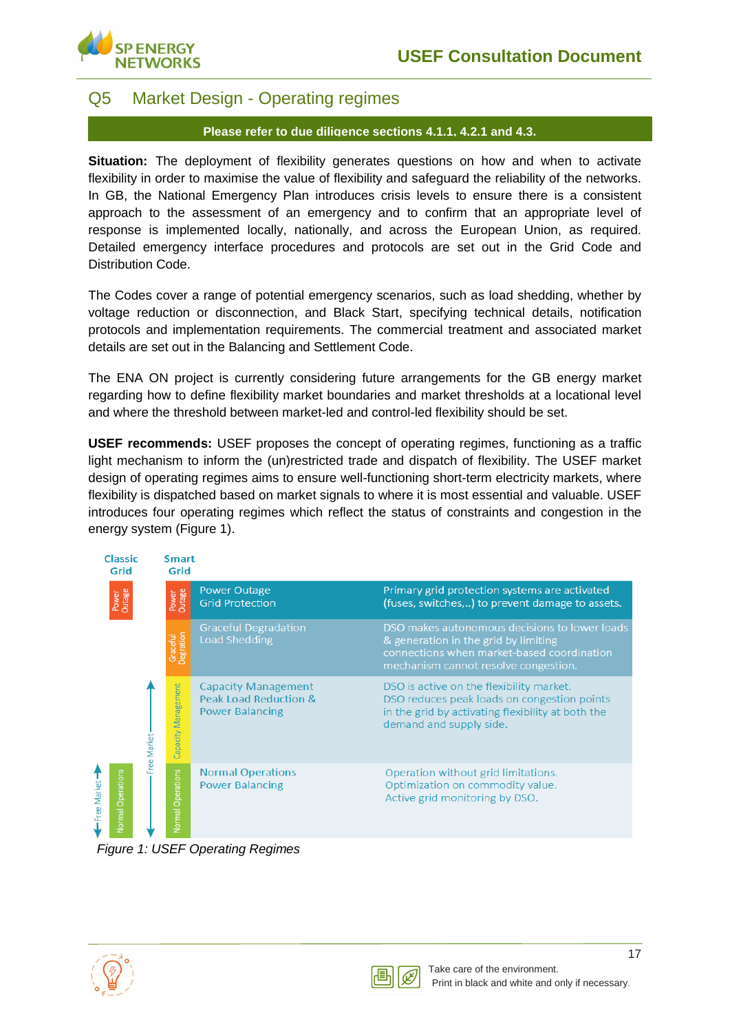## Q5 Market Design - Operating regimes

**Please refer to due diligence sections 4.1.1, 4.2.1 and 4.3.**

**Situation:** The deployment of flexibility generates questions on how and when to activate flexibility in order to maximise the value of flexibility and safeguard the reliability of the networks. In GB, the National Emergency Plan introduces crisis levels to ensure there is a consistent approach to the assessment of an emergency and to confirm that an appropriate level of response is implemented locally, nationally, and across the European Union, as required. Detailed emergency interface procedures and protocols are set out in the Grid Code and Distribution Code.

The Codes cover a range of potential emergency scenarios, such as load shedding, whether by voltage reduction or disconnection, and Black Start, specifying technical details, notification protocols and implementation requirements. The commercial treatment and associated market details are set out in the Balancing and Settlement Code.

The ENA ON project is currently considering future arrangements for the GB energy market regarding how to define flexibility market boundaries and market thresholds at a locational level and where the threshold between market-led and control-led flexibility should be set.

**USEF recommends:** USEF proposes the concept of operating regimes, functioning as a traffic light mechanism to inform the (un)restricted trade and dispatch of flexibility. The USEF market design of operating regimes aims to ensure well-functioning short-term electricity markets, where flexibility is dispatched based on market signals to where it is most essential and valuable. USEF introduces four operating regimes which reflect the status of constraints and congestion in the energy system (Figure 1).

| Classic Grid | Smart Grid | Regime | Description |
|---|---|---|---|
| Power Outage | Power Outage | Power Outage<br>Grid Protection | Primary grid protection systems are activated (fuses, switches,..) to prevent damage to assets. |
| | Graceful Degration | Graceful Degradation<br>Load Shedding | DSO makes autonomous decisions to lower loads & generation in the grid by limiting connections when market-based coordination mechanism cannot resolve congestion. |
| | Capacity Management (Free Market) | Capacity Management<br>Peak Load Reduction &<br>Power Balancing | DSO is active on the flexibility market.<br>DSO reduces peak loads on congestion points in the grid by activating flexibility at both the demand and supply side. |
| Normal Operations (Free Market) | Normal Operations (Free Market) | Normal Operations<br>Power Balancing | Operation without grid limitations.<br>Optimization on commodity value.<br>Active grid monitoring by DSO. |

*Figure 1: USEF Operating Regimes*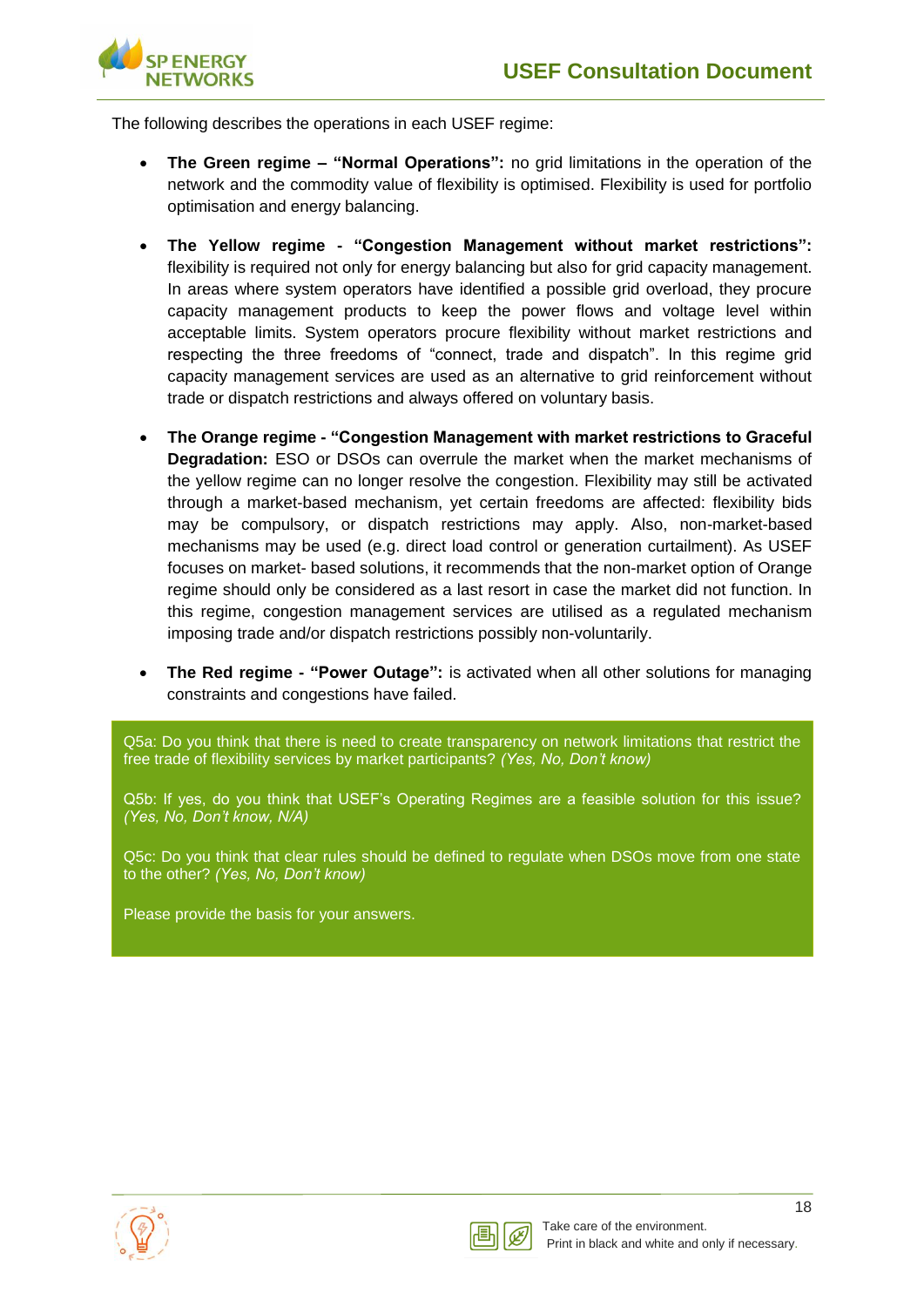The following describes the operations in each USEF regime:

- **The Green regime – "Normal Operations":** no grid limitations in the operation of the network and the commodity value of flexibility is optimised. Flexibility is used for portfolio optimisation and energy balancing.

- **The Yellow regime - "Congestion Management without market restrictions":** flexibility is required not only for energy balancing but also for grid capacity management. In areas where system operators have identified a possible grid overload, they procure capacity management products to keep the power flows and voltage level within acceptable limits. System operators procure flexibility without market restrictions and respecting the three freedoms of "connect, trade and dispatch". In this regime grid capacity management services are used as an alternative to grid reinforcement without trade or dispatch restrictions and always offered on voluntary basis.

- **The Orange regime - "Congestion Management with market restrictions to Graceful Degradation:** ESO or DSOs can overrule the market when the market mechanisms of the yellow regime can no longer resolve the congestion. Flexibility may still be activated through a market-based mechanism, yet certain freedoms are affected: flexibility bids may be compulsory, or dispatch restrictions may apply. Also, non-market-based mechanisms may be used (e.g. direct load control or generation curtailment). As USEF focuses on market- based solutions, it recommends that the non-market option of Orange regime should only be considered as a last resort in case the market did not function. In this regime, congestion management services are utilised as a regulated mechanism imposing trade and/or dispatch restrictions possibly non-voluntarily.

- **The Red regime - "Power Outage":** is activated when all other solutions for managing constraints and congestions have failed.

Q5a: Do you think that there is need to create transparency on network limitations that restrict the free trade of flexibility services by market participants? *(Yes, No, Don't know)*

Q5b: If yes, do you think that USEF's Operating Regimes are a feasible solution for this issue? *(Yes, No, Don't know, N/A)*

Q5c: Do you think that clear rules should be defined to regulate when DSOs move from one state to the other? *(Yes, No, Don't know)*

Please provide the basis for your answers.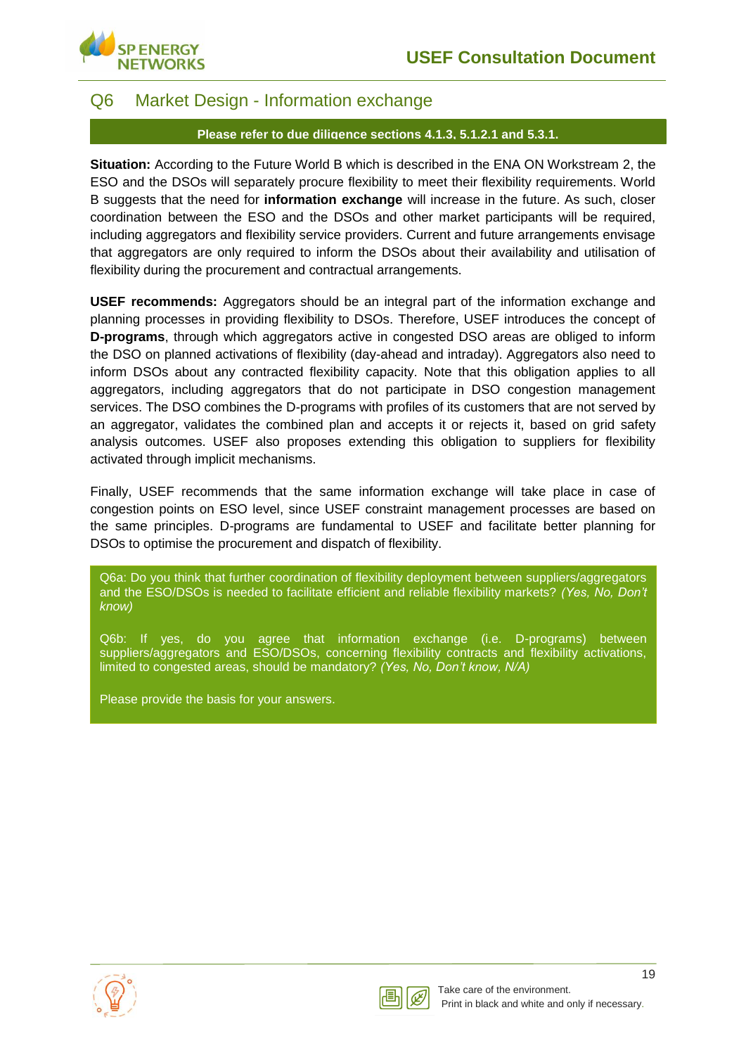## Q6 Market Design - Information exchange

**Please refer to due diligence sections 4.1.3, 5.1.2.1 and 5.3.1.**

**Situation:** According to the Future World B which is described in the ENA ON Workstream 2, the ESO and the DSOs will separately procure flexibility to meet their flexibility requirements. World B suggests that the need for **information exchange** will increase in the future. As such, closer coordination between the ESO and the DSOs and other market participants will be required, including aggregators and flexibility service providers. Current and future arrangements envisage that aggregators are only required to inform the DSOs about their availability and utilisation of flexibility during the procurement and contractual arrangements.

**USEF recommends:** Aggregators should be an integral part of the information exchange and planning processes in providing flexibility to DSOs. Therefore, USEF introduces the concept of **D-programs**, through which aggregators active in congested DSO areas are obliged to inform the DSO on planned activations of flexibility (day-ahead and intraday). Aggregators also need to inform DSOs about any contracted flexibility capacity. Note that this obligation applies to all aggregators, including aggregators that do not participate in DSO congestion management services. The DSO combines the D-programs with profiles of its customers that are not served by an aggregator, validates the combined plan and accepts it or rejects it, based on grid safety analysis outcomes. USEF also proposes extending this obligation to suppliers for flexibility activated through implicit mechanisms.

Finally, USEF recommends that the same information exchange will take place in case of congestion points on ESO level, since USEF constraint management processes are based on the same principles. D-programs are fundamental to USEF and facilitate better planning for DSOs to optimise the procurement and dispatch of flexibility.

Q6a: Do you think that further coordination of flexibility deployment between suppliers/aggregators and the ESO/DSOs is needed to facilitate efficient and reliable flexibility markets? *(Yes, No, Don't know)*

Q6b: If yes, do you agree that information exchange (i.e. D-programs) between suppliers/aggregators and ESO/DSOs, concerning flexibility contracts and flexibility activations, limited to congested areas, should be mandatory? *(Yes, No, Don't know, N/A)*

Please provide the basis for your answers.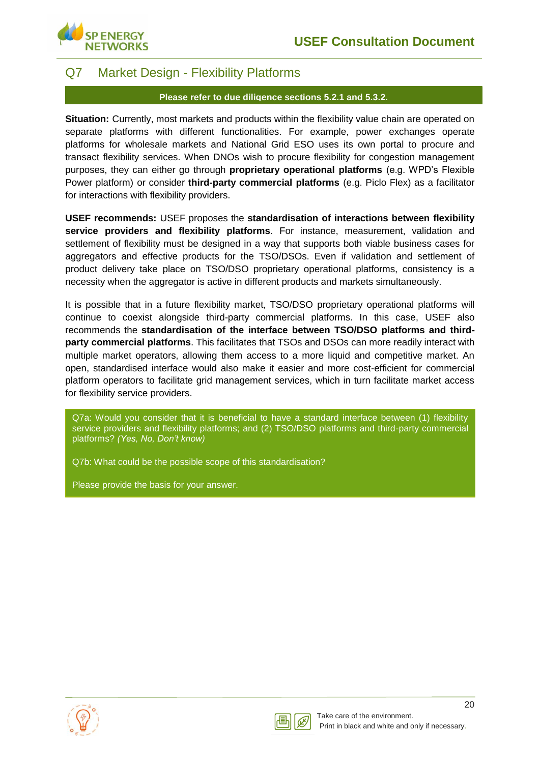## Q7 Market Design - Flexibility Platforms

**Please refer to due diligence sections 5.2.1 and 5.3.2.**

**Situation:** Currently, most markets and products within the flexibility value chain are operated on separate platforms with different functionalities. For example, power exchanges operate platforms for wholesale markets and National Grid ESO uses its own portal to procure and transact flexibility services. When DNOs wish to procure flexibility for congestion management purposes, they can either go through **proprietary operational platforms** (e.g. WPD's Flexible Power platform) or consider **third-party commercial platforms** (e.g. Piclo Flex) as a facilitator for interactions with flexibility providers.

**USEF recommends:** USEF proposes the **standardisation of interactions between flexibility service providers and flexibility platforms**. For instance, measurement, validation and settlement of flexibility must be designed in a way that supports both viable business cases for aggregators and effective products for the TSO/DSOs. Even if validation and settlement of product delivery take place on TSO/DSO proprietary operational platforms, consistency is a necessity when the aggregator is active in different products and markets simultaneously.

It is possible that in a future flexibility market, TSO/DSO proprietary operational platforms will continue to coexist alongside third-party commercial platforms. In this case, USEF also recommends the **standardisation of the interface between TSO/DSO platforms and third-party commercial platforms**. This facilitates that TSOs and DSOs can more readily interact with multiple market operators, allowing them access to a more liquid and competitive market. An open, standardised interface would also make it easier and more cost-efficient for commercial platform operators to facilitate grid management services, which in turn facilitate market access for flexibility service providers.

Q7a: Would you consider that it is beneficial to have a standard interface between (1) flexibility service providers and flexibility platforms; and (2) TSO/DSO platforms and third-party commercial platforms? *(Yes, No, Don't know)*

Q7b: What could be the possible scope of this standardisation?

Please provide the basis for your answer.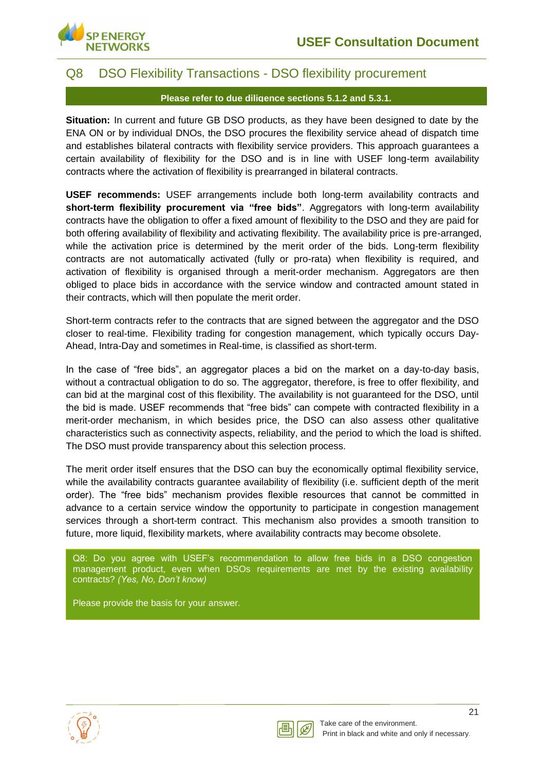## Q8 DSO Flexibility Transactions - DSO flexibility procurement

**Please refer to due diligence sections 5.1.2 and 5.3.1.**

**Situation:** In current and future GB DSO products, as they have been designed to date by the ENA ON or by individual DNOs, the DSO procures the flexibility service ahead of dispatch time and establishes bilateral contracts with flexibility service providers. This approach guarantees a certain availability of flexibility for the DSO and is in line with USEF long-term availability contracts where the activation of flexibility is prearranged in bilateral contracts.

**USEF recommends:** USEF arrangements include both long-term availability contracts and **short-term flexibility procurement via "free bids"**. Aggregators with long-term availability contracts have the obligation to offer a fixed amount of flexibility to the DSO and they are paid for both offering availability of flexibility and activating flexibility. The availability price is pre-arranged, while the activation price is determined by the merit order of the bids. Long-term flexibility contracts are not automatically activated (fully or pro-rata) when flexibility is required, and activation of flexibility is organised through a merit-order mechanism. Aggregators are then obliged to place bids in accordance with the service window and contracted amount stated in their contracts, which will then populate the merit order.

Short-term contracts refer to the contracts that are signed between the aggregator and the DSO closer to real-time. Flexibility trading for congestion management, which typically occurs Day-Ahead, Intra-Day and sometimes in Real-time, is classified as short-term.

In the case of "free bids", an aggregator places a bid on the market on a day-to-day basis, without a contractual obligation to do so. The aggregator, therefore, is free to offer flexibility, and can bid at the marginal cost of this flexibility. The availability is not guaranteed for the DSO, until the bid is made. USEF recommends that "free bids" can compete with contracted flexibility in a merit-order mechanism, in which besides price, the DSO can also assess other qualitative characteristics such as connectivity aspects, reliability, and the period to which the load is shifted. The DSO must provide transparency about this selection process.

The merit order itself ensures that the DSO can buy the economically optimal flexibility service, while the availability contracts guarantee availability of flexibility (i.e. sufficient depth of the merit order). The "free bids" mechanism provides flexible resources that cannot be committed in advance to a certain service window the opportunity to participate in congestion management services through a short-term contract. This mechanism also provides a smooth transition to future, more liquid, flexibility markets, where availability contracts may become obsolete.

Q8: Do you agree with USEF's recommendation to allow free bids in a DSO congestion management product, even when DSOs requirements are met by the existing availability contracts? *(Yes, No, Don't know)*

Please provide the basis for your answer.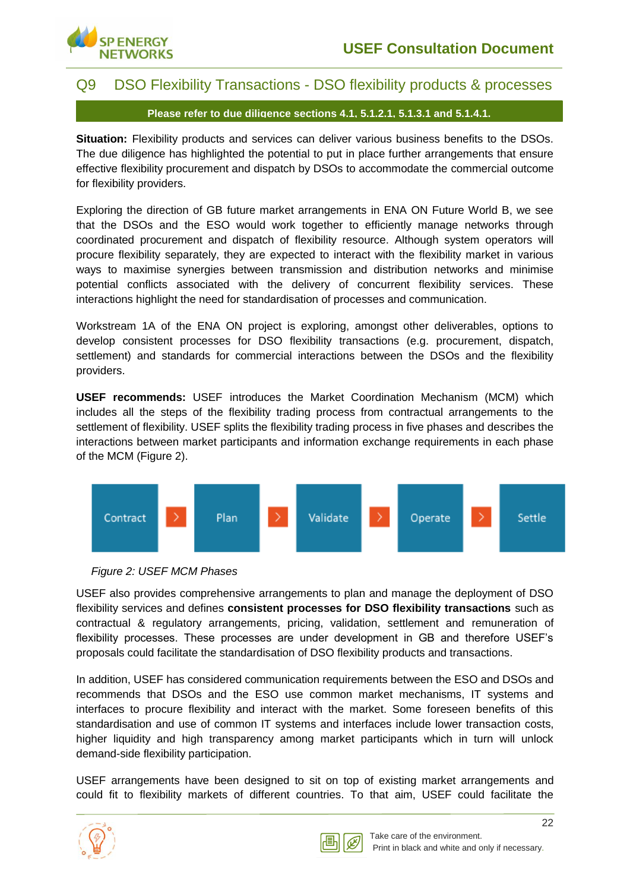## Q9 DSO Flexibility Transactions - DSO flexibility products & processes

**Please refer to due diligence sections 4.1, 5.1.2.1, 5.1.3.1 and 5.1.4.1.**

**Situation:** Flexibility products and services can deliver various business benefits to the DSOs. The due diligence has highlighted the potential to put in place further arrangements that ensure effective flexibility procurement and dispatch by DSOs to accommodate the commercial outcome for flexibility providers.

Exploring the direction of GB future market arrangements in ENA ON Future World B, we see that the DSOs and the ESO would work together to efficiently manage networks through coordinated procurement and dispatch of flexibility resource. Although system operators will procure flexibility separately, they are expected to interact with the flexibility market in various ways to maximise synergies between transmission and distribution networks and minimise potential conflicts associated with the delivery of concurrent flexibility services. These interactions highlight the need for standardisation of processes and communication.

Workstream 1A of the ENA ON project is exploring, amongst other deliverables, options to develop consistent processes for DSO flexibility transactions (e.g. procurement, dispatch, settlement) and standards for commercial interactions between the DSOs and the flexibility providers.

**USEF recommends:** USEF introduces the Market Coordination Mechanism (MCM) which includes all the steps of the flexibility trading process from contractual arrangements to the settlement of flexibility. USEF splits the flexibility trading process in five phases and describes the interactions between market participants and information exchange requirements in each phase of the MCM (Figure 2).

Contract > Plan > Validate > Operate > Settle

*Figure 2: USEF MCM Phases*

USEF also provides comprehensive arrangements to plan and manage the deployment of DSO flexibility services and defines **consistent processes for DSO flexibility transactions** such as contractual & regulatory arrangements, pricing, validation, settlement and remuneration of flexibility processes. These processes are under development in GB and therefore USEF's proposals could facilitate the standardisation of DSO flexibility products and transactions.

In addition, USEF has considered communication requirements between the ESO and DSOs and recommends that DSOs and the ESO use common market mechanisms, IT systems and interfaces to procure flexibility and interact with the market. Some foreseen benefits of this standardisation and use of common IT systems and interfaces include lower transaction costs, higher liquidity and high transparency among market participants which in turn will unlock demand-side flexibility participation.

USEF arrangements have been designed to sit on top of existing market arrangements and could fit to flexibility markets of different countries. To that aim, USEF could facilitate the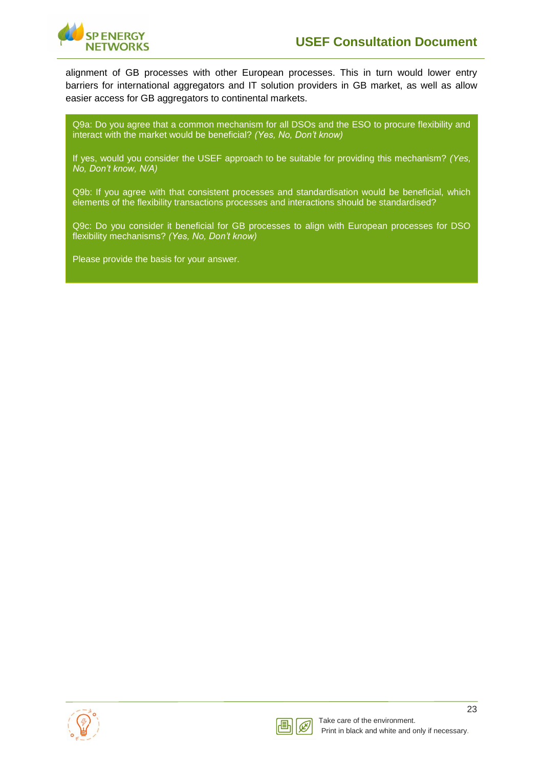alignment of GB processes with other European processes. This in turn would lower entry barriers for international aggregators and IT solution providers in GB market, as well as allow easier access for GB aggregators to continental markets.

> Q9a: Do you agree that a common mechanism for all DSOs and the ESO to procure flexibility and interact with the market would be beneficial? *(Yes, No, Don't know)*
>
> If yes, would you consider the USEF approach to be suitable for providing this mechanism? *(Yes, No, Don't know, N/A)*
>
> Q9b: If you agree with that consistent processes and standardisation would be beneficial, which elements of the flexibility transactions processes and interactions should be standardised?
>
> Q9c: Do you consider it beneficial for GB processes to align with European processes for DSO flexibility mechanisms? *(Yes, No, Don't know)*
>
> Please provide the basis for your answer.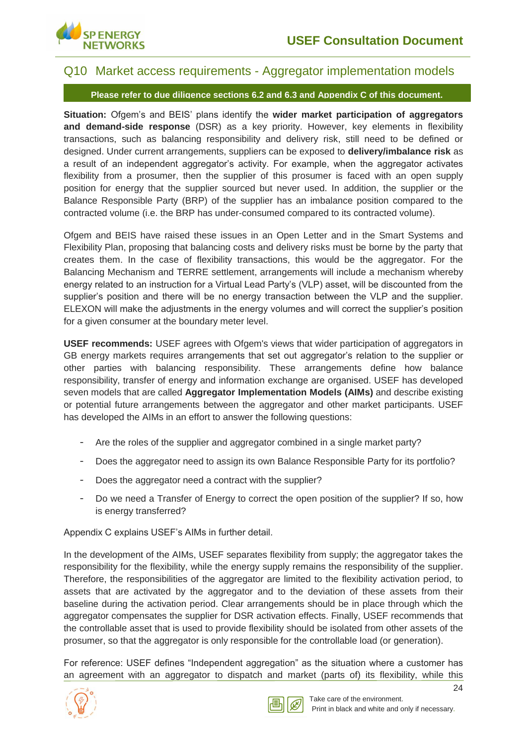## Q10 Market access requirements - Aggregator implementation models

**Please refer to due diligence sections 6.2 and 6.3 and Appendix C of this document.**

**Situation:** Ofgem's and BEIS' plans identify the **wider market participation of aggregators and demand-side response** (DSR) as a key priority. However, key elements in flexibility transactions, such as balancing responsibility and delivery risk, still need to be defined or designed. Under current arrangements, suppliers can be exposed to **delivery/imbalance risk** as a result of an independent aggregator's activity. For example, when the aggregator activates flexibility from a prosumer, then the supplier of this prosumer is faced with an open supply position for energy that the supplier sourced but never used. In addition, the supplier or the Balance Responsible Party (BRP) of the supplier has an imbalance position compared to the contracted volume (i.e. the BRP has under-consumed compared to its contracted volume).

Ofgem and BEIS have raised these issues in an Open Letter and in the Smart Systems and Flexibility Plan, proposing that balancing costs and delivery risks must be borne by the party that creates them. In the case of flexibility transactions, this would be the aggregator. For the Balancing Mechanism and TERRE settlement, arrangements will include a mechanism whereby energy related to an instruction for a Virtual Lead Party's (VLP) asset, will be discounted from the supplier's position and there will be no energy transaction between the VLP and the supplier. ELEXON will make the adjustments in the energy volumes and will correct the supplier's position for a given consumer at the boundary meter level.

**USEF recommends:** USEF agrees with Ofgem's views that wider participation of aggregators in GB energy markets requires arrangements that set out aggregator's relation to the supplier or other parties with balancing responsibility. These arrangements define how balance responsibility, transfer of energy and information exchange are organised. USEF has developed seven models that are called **Aggregator Implementation Models (AIMs)** and describe existing or potential future arrangements between the aggregator and other market participants. USEF has developed the AIMs in an effort to answer the following questions:

- Are the roles of the supplier and aggregator combined in a single market party?
- Does the aggregator need to assign its own Balance Responsible Party for its portfolio?
- Does the aggregator need a contract with the supplier?
- Do we need a Transfer of Energy to correct the open position of the supplier? If so, how is energy transferred?

Appendix C explains USEF's AIMs in further detail.

In the development of the AIMs, USEF separates flexibility from supply; the aggregator takes the responsibility for the flexibility, while the energy supply remains the responsibility of the supplier. Therefore, the responsibilities of the aggregator are limited to the flexibility activation period, to assets that are activated by the aggregator and to the deviation of these assets from their baseline during the activation period. Clear arrangements should be in place through which the aggregator compensates the supplier for DSR activation effects. Finally, USEF recommends that the controllable asset that is used to provide flexibility should be isolated from other assets of the prosumer, so that the aggregator is only responsible for the controllable load (or generation).

For reference: USEF defines "Independent aggregation" as the situation where a customer has an agreement with an aggregator to dispatch and market (parts of) its flexibility, while this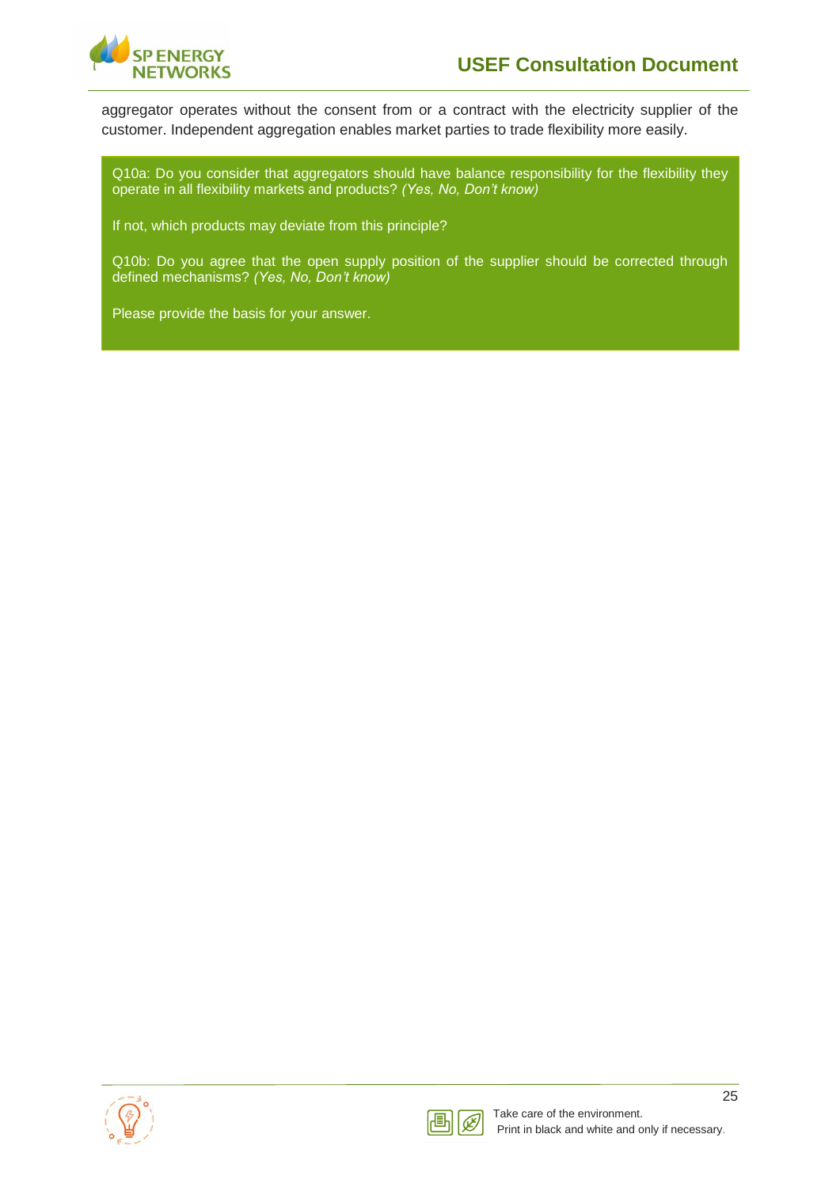aggregator operates without the consent from or a contract with the electricity supplier of the customer. Independent aggregation enables market parties to trade flexibility more easily.

> Q10a: Do you consider that aggregators should have balance responsibility for the flexibility they operate in all flexibility markets and products? *(Yes, No, Don't know)*
>
> If not, which products may deviate from this principle?
>
> Q10b: Do you agree that the open supply position of the supplier should be corrected through defined mechanisms? *(Yes, No, Don't know)*
>
> Please provide the basis for your answer.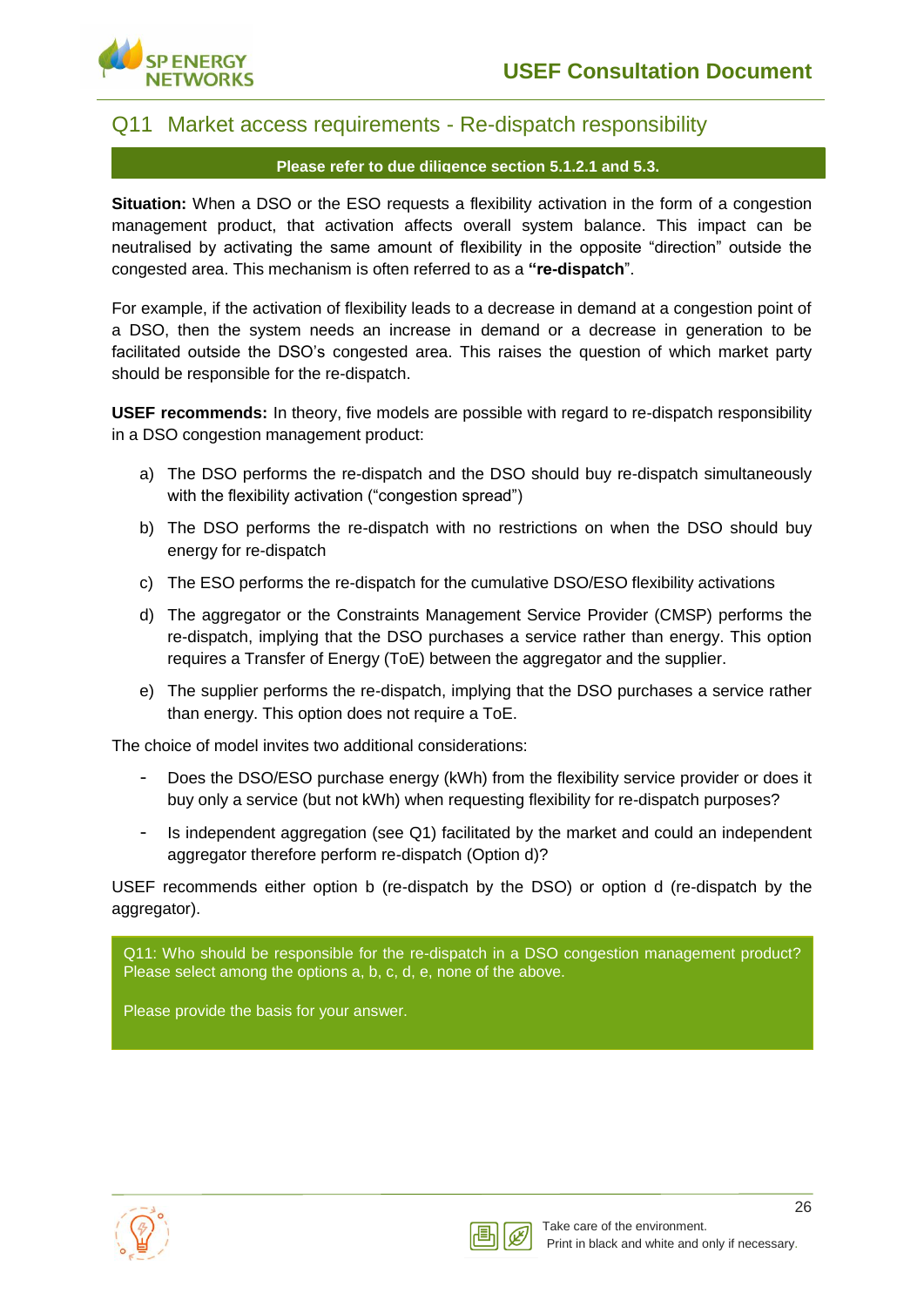## Q11 Market access requirements - Re-dispatch responsibility

**Please refer to due diligence section 5.1.2.1 and 5.3.**

**Situation:** When a DSO or the ESO requests a flexibility activation in the form of a congestion management product, that activation affects overall system balance. This impact can be neutralised by activating the same amount of flexibility in the opposite "direction" outside the congested area. This mechanism is often referred to as a **"re-dispatch**".

For example, if the activation of flexibility leads to a decrease in demand at a congestion point of a DSO, then the system needs an increase in demand or a decrease in generation to be facilitated outside the DSO's congested area. This raises the question of which market party should be responsible for the re-dispatch.

**USEF recommends:** In theory, five models are possible with regard to re-dispatch responsibility in a DSO congestion management product:

a) The DSO performs the re-dispatch and the DSO should buy re-dispatch simultaneously with the flexibility activation ("congestion spread")

b) The DSO performs the re-dispatch with no restrictions on when the DSO should buy energy for re-dispatch

c) The ESO performs the re-dispatch for the cumulative DSO/ESO flexibility activations

d) The aggregator or the Constraints Management Service Provider (CMSP) performs the re-dispatch, implying that the DSO purchases a service rather than energy. This option requires a Transfer of Energy (ToE) between the aggregator and the supplier.

e) The supplier performs the re-dispatch, implying that the DSO purchases a service rather than energy. This option does not require a ToE.

The choice of model invites two additional considerations:

- Does the DSO/ESO purchase energy (kWh) from the flexibility service provider or does it buy only a service (but not kWh) when requesting flexibility for re-dispatch purposes?
- Is independent aggregation (see Q1) facilitated by the market and could an independent aggregator therefore perform re-dispatch (Option d)?

USEF recommends either option b (re-dispatch by the DSO) or option d (re-dispatch by the aggregator).

Q11: Who should be responsible for the re-dispatch in a DSO congestion management product? Please select among the options a, b, c, d, e, none of the above.

Please provide the basis for your answer.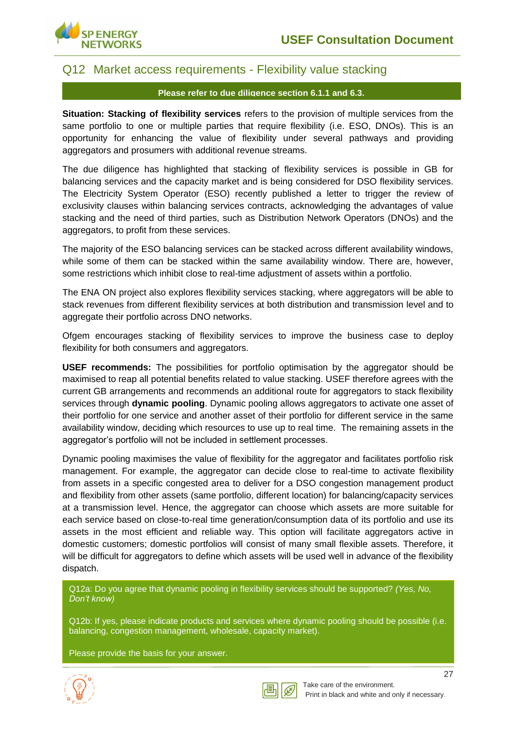## Q12 Market access requirements - Flexibility value stacking

**Please refer to due diligence section 6.1.1 and 6.3.**

**Situation: Stacking of flexibility services** refers to the provision of multiple services from the same portfolio to one or multiple parties that require flexibility (i.e. ESO, DNOs). This is an opportunity for enhancing the value of flexibility under several pathways and providing aggregators and prosumers with additional revenue streams.

The due diligence has highlighted that stacking of flexibility services is possible in GB for balancing services and the capacity market and is being considered for DSO flexibility services. The Electricity System Operator (ESO) recently published a letter to trigger the review of exclusivity clauses within balancing services contracts, acknowledging the advantages of value stacking and the need of third parties, such as Distribution Network Operators (DNOs) and the aggregators, to profit from these services.

The majority of the ESO balancing services can be stacked across different availability windows, while some of them can be stacked within the same availability window. There are, however, some restrictions which inhibit close to real-time adjustment of assets within a portfolio.

The ENA ON project also explores flexibility services stacking, where aggregators will be able to stack revenues from different flexibility services at both distribution and transmission level and to aggregate their portfolio across DNO networks.

Ofgem encourages stacking of flexibility services to improve the business case to deploy flexibility for both consumers and aggregators.

**USEF recommends:** The possibilities for portfolio optimisation by the aggregator should be maximised to reap all potential benefits related to value stacking. USEF therefore agrees with the current GB arrangements and recommends an additional route for aggregators to stack flexibility services through **dynamic pooling**. Dynamic pooling allows aggregators to activate one asset of their portfolio for one service and another asset of their portfolio for different service in the same availability window, deciding which resources to use up to real time. The remaining assets in the aggregator's portfolio will not be included in settlement processes.

Dynamic pooling maximises the value of flexibility for the aggregator and facilitates portfolio risk management. For example, the aggregator can decide close to real-time to activate flexibility from assets in a specific congested area to deliver for a DSO congestion management product and flexibility from other assets (same portfolio, different location) for balancing/capacity services at a transmission level. Hence, the aggregator can choose which assets are more suitable for each service based on close-to-real time generation/consumption data of its portfolio and use its assets in the most efficient and reliable way. This option will facilitate aggregators active in domestic customers; domestic portfolios will consist of many small flexible assets. Therefore, it will be difficult for aggregators to define which assets will be used well in advance of the flexibility dispatch.

Q12a: Do you agree that dynamic pooling in flexibility services should be supported? *(Yes, No, Don't know)*

Q12b: If yes, please indicate products and services where dynamic pooling should be possible (i.e. balancing, congestion management, wholesale, capacity market).

Please provide the basis for your answer.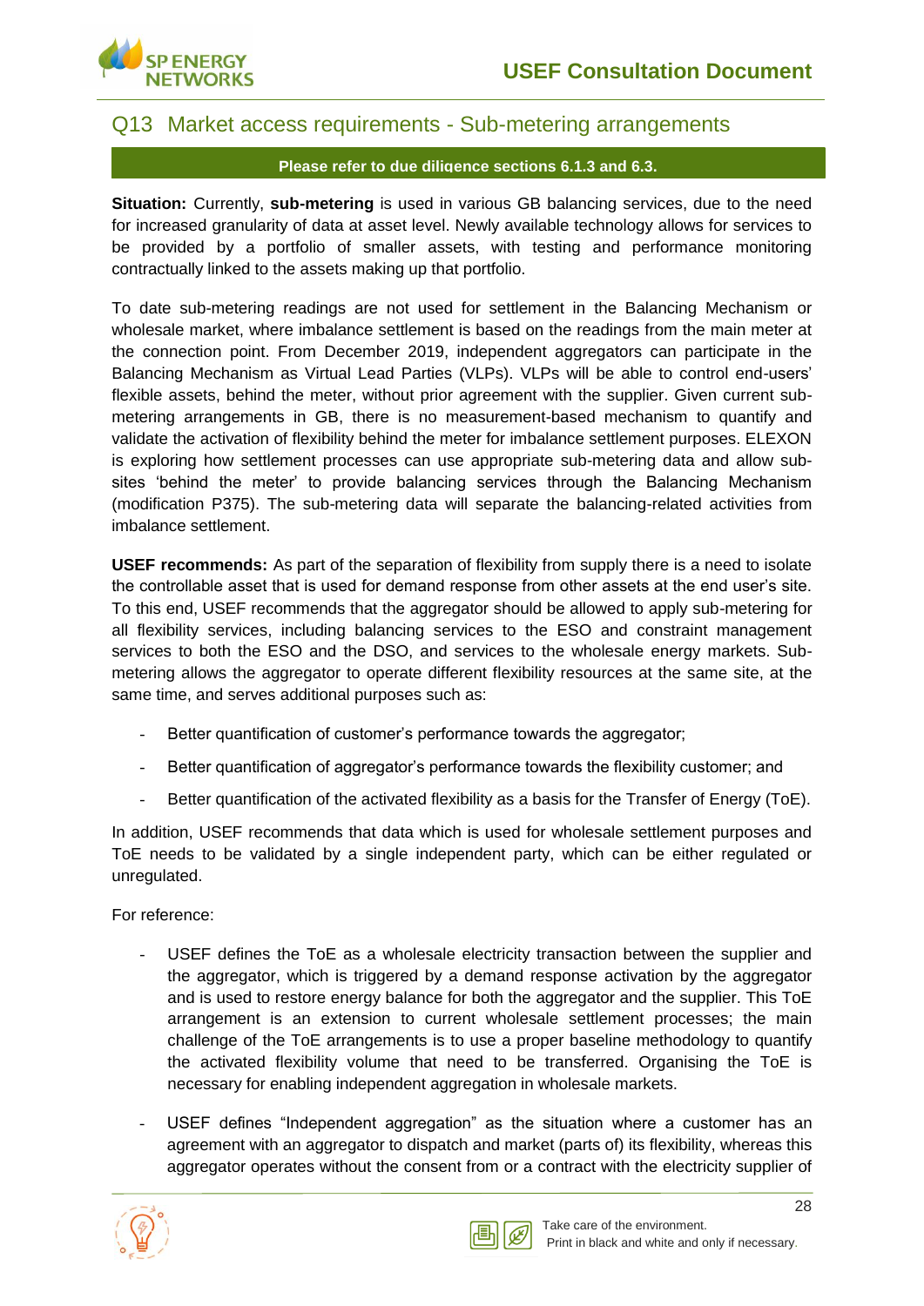## Q13 Market access requirements - Sub-metering arrangements

**Please refer to due diligence sections 6.1.3 and 6.3.**

**Situation:** Currently, **sub-metering** is used in various GB balancing services, due to the need for increased granularity of data at asset level. Newly available technology allows for services to be provided by a portfolio of smaller assets, with testing and performance monitoring contractually linked to the assets making up that portfolio.

To date sub-metering readings are not used for settlement in the Balancing Mechanism or wholesale market, where imbalance settlement is based on the readings from the main meter at the connection point. From December 2019, independent aggregators can participate in the Balancing Mechanism as Virtual Lead Parties (VLPs). VLPs will be able to control end-users' flexible assets, behind the meter, without prior agreement with the supplier. Given current sub-metering arrangements in GB, there is no measurement-based mechanism to quantify and validate the activation of flexibility behind the meter for imbalance settlement purposes. ELEXON is exploring how settlement processes can use appropriate sub-metering data and allow sub-sites 'behind the meter' to provide balancing services through the Balancing Mechanism (modification P375). The sub-metering data will separate the balancing-related activities from imbalance settlement.

**USEF recommends:** As part of the separation of flexibility from supply there is a need to isolate the controllable asset that is used for demand response from other assets at the end user's site. To this end, USEF recommends that the aggregator should be allowed to apply sub-metering for all flexibility services, including balancing services to the ESO and constraint management services to both the ESO and the DSO, and services to the wholesale energy markets. Sub-metering allows the aggregator to operate different flexibility resources at the same site, at the same time, and serves additional purposes such as:

- Better quantification of customer's performance towards the aggregator;
- Better quantification of aggregator's performance towards the flexibility customer; and
- Better quantification of the activated flexibility as a basis for the Transfer of Energy (ToE).

In addition, USEF recommends that data which is used for wholesale settlement purposes and ToE needs to be validated by a single independent party, which can be either regulated or unregulated.

For reference:

- USEF defines the ToE as a wholesale electricity transaction between the supplier and the aggregator, which is triggered by a demand response activation by the aggregator and is used to restore energy balance for both the aggregator and the supplier. This ToE arrangement is an extension to current wholesale settlement processes; the main challenge of the ToE arrangements is to use a proper baseline methodology to quantify the activated flexibility volume that need to be transferred. Organising the ToE is necessary for enabling independent aggregation in wholesale markets.
- USEF defines "Independent aggregation" as the situation where a customer has an agreement with an aggregator to dispatch and market (parts of) its flexibility, whereas this aggregator operates without the consent from or a contract with the electricity supplier of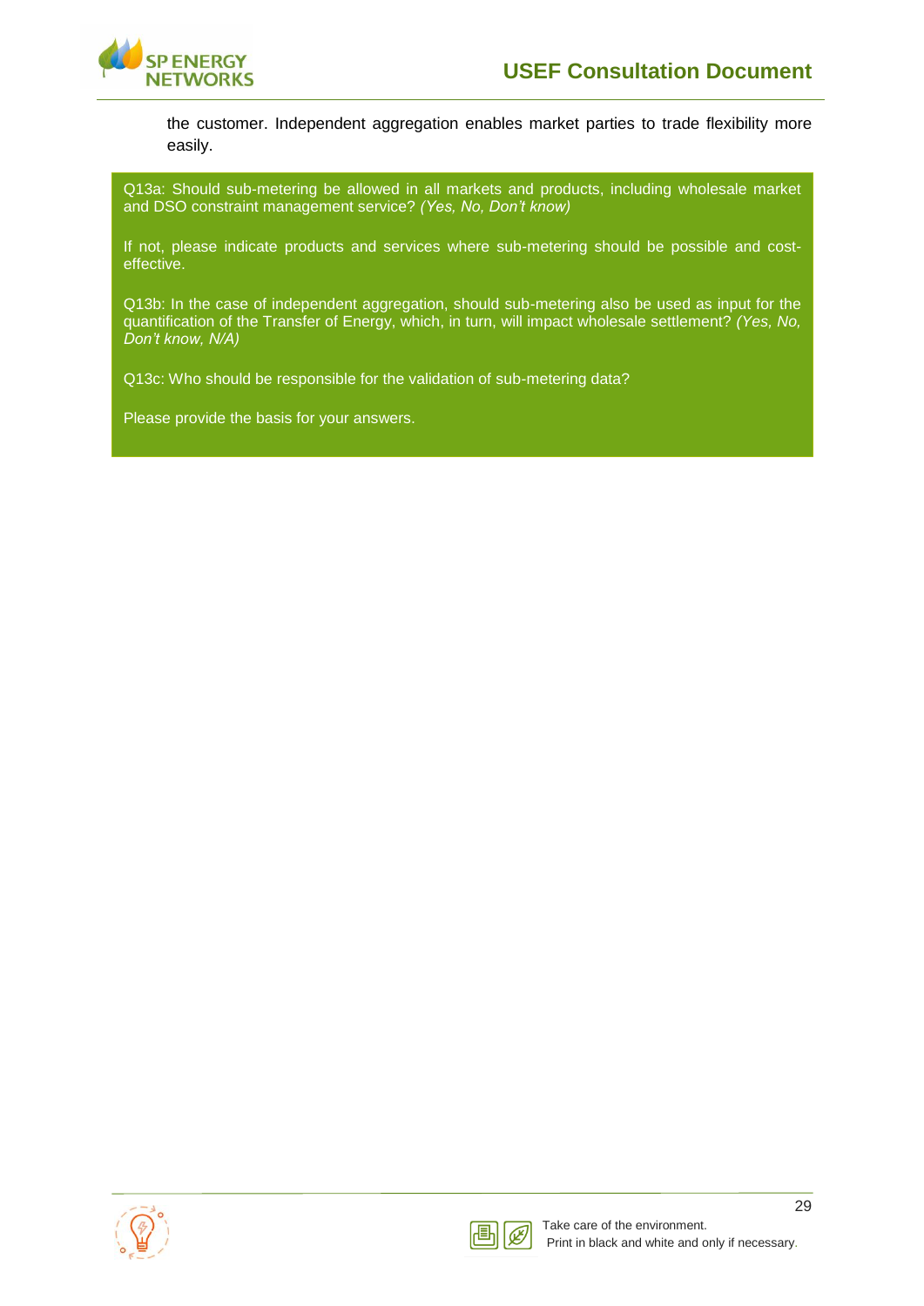the customer. Independent aggregation enables market parties to trade flexibility more easily.

> Q13a: Should sub-metering be allowed in all markets and products, including wholesale market and DSO constraint management service? *(Yes, No, Don't know)*
>
> If not, please indicate products and services where sub-metering should be possible and cost-effective.
>
> Q13b: In the case of independent aggregation, should sub-metering also be used as input for the quantification of the Transfer of Energy, which, in turn, will impact wholesale settlement? *(Yes, No, Don't know, N/A)*
>
> Q13c: Who should be responsible for the validation of sub-metering data?
>
> Please provide the basis for your answers.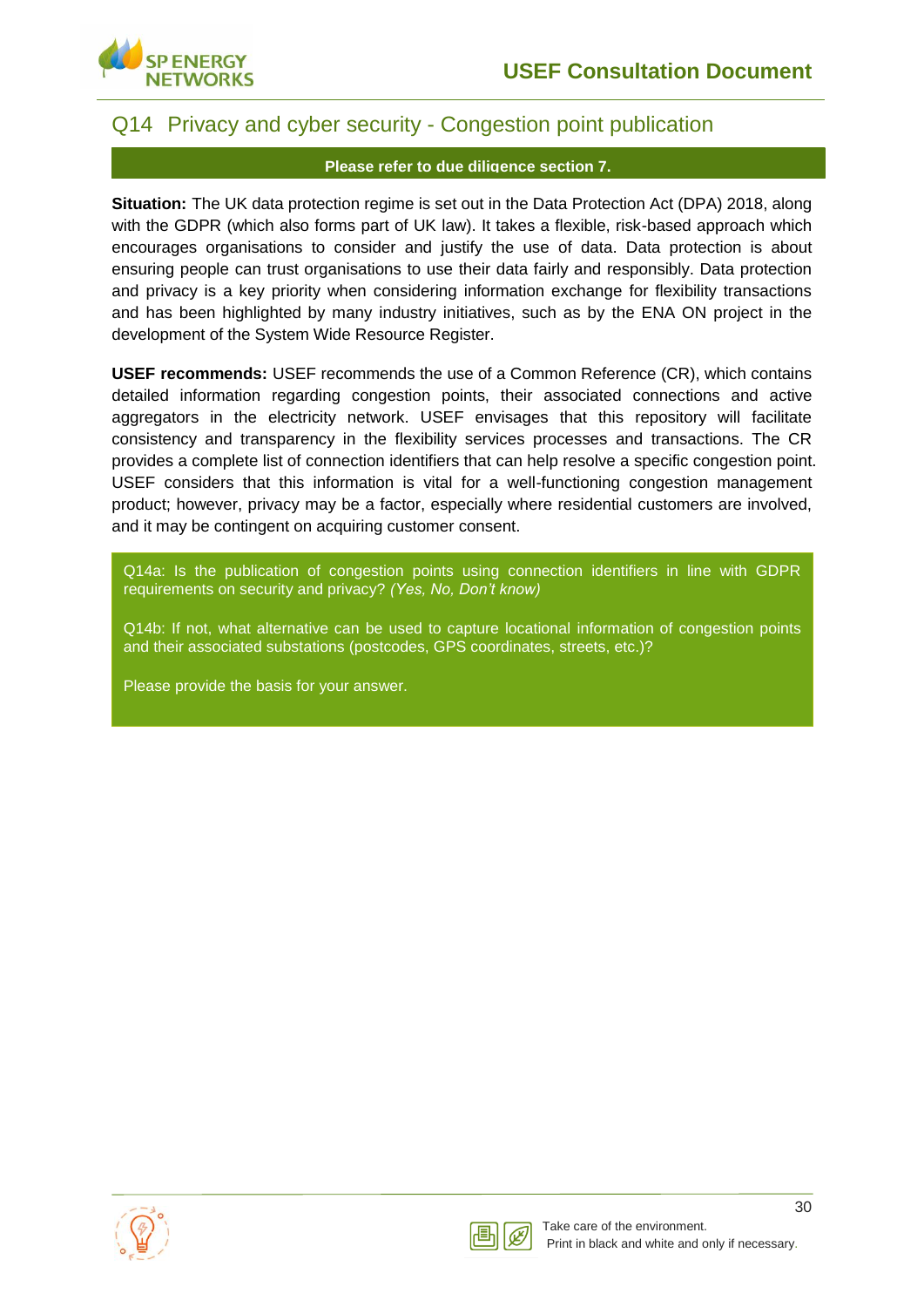## Q14 Privacy and cyber security - Congestion point publication

**Please refer to due diligence section 7.**

**Situation:** The UK data protection regime is set out in the Data Protection Act (DPA) 2018, along with the GDPR (which also forms part of UK law). It takes a flexible, risk-based approach which encourages organisations to consider and justify the use of data. Data protection is about ensuring people can trust organisations to use their data fairly and responsibly. Data protection and privacy is a key priority when considering information exchange for flexibility transactions and has been highlighted by many industry initiatives, such as by the ENA ON project in the development of the System Wide Resource Register.

**USEF recommends:** USEF recommends the use of a Common Reference (CR), which contains detailed information regarding congestion points, their associated connections and active aggregators in the electricity network. USEF envisages that this repository will facilitate consistency and transparency in the flexibility services processes and transactions. The CR provides a complete list of connection identifiers that can help resolve a specific congestion point. USEF considers that this information is vital for a well-functioning congestion management product; however, privacy may be a factor, especially where residential customers are involved, and it may be contingent on acquiring customer consent.

Q14a: Is the publication of congestion points using connection identifiers in line with GDPR requirements on security and privacy? *(Yes, No, Don't know)*

Q14b: If not, what alternative can be used to capture locational information of congestion points and their associated substations (postcodes, GPS coordinates, streets, etc.)?

Please provide the basis for your answer.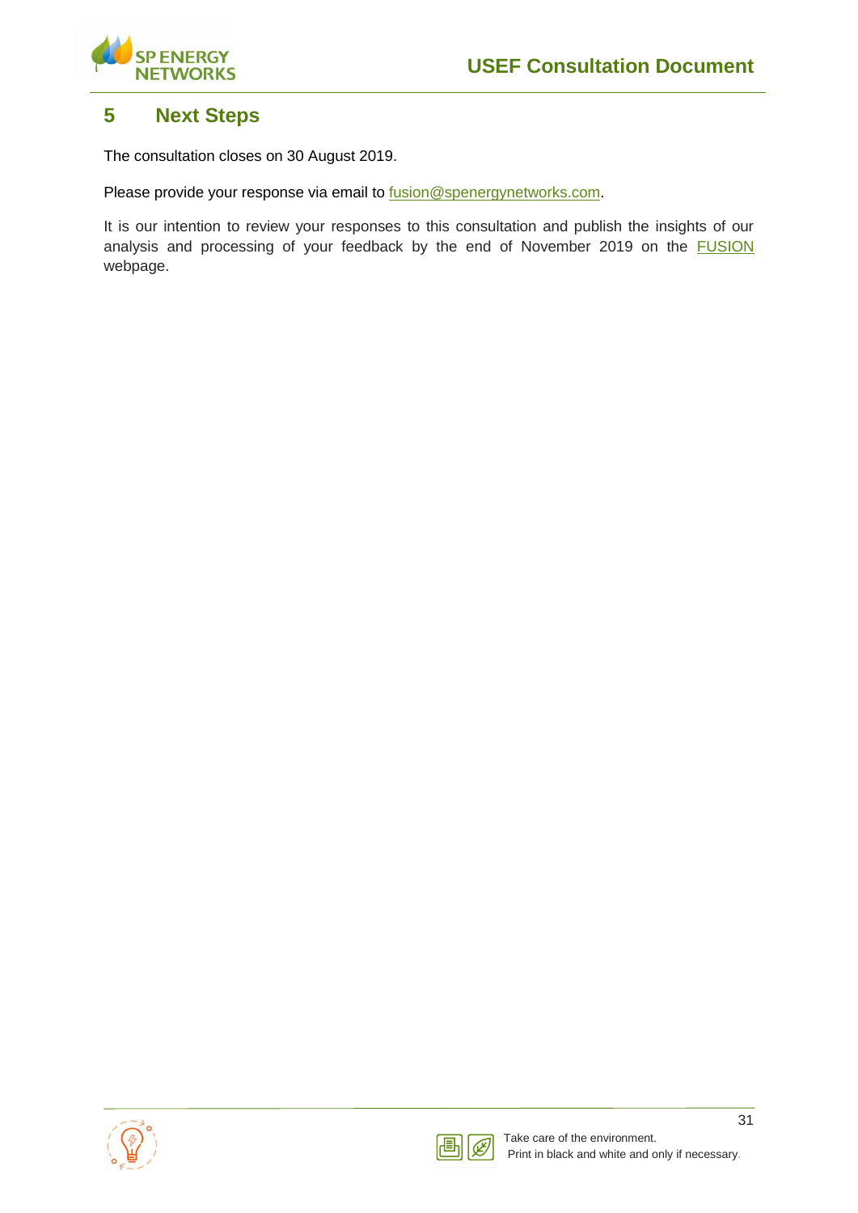# 5 Next Steps

The consultation closes on 30 August 2019.

Please provide your response via email to fusion@spenergynetworks.com.

It is our intention to review your responses to this consultation and publish the insights of our analysis and processing of your feedback by the end of November 2019 on the FUSION webpage.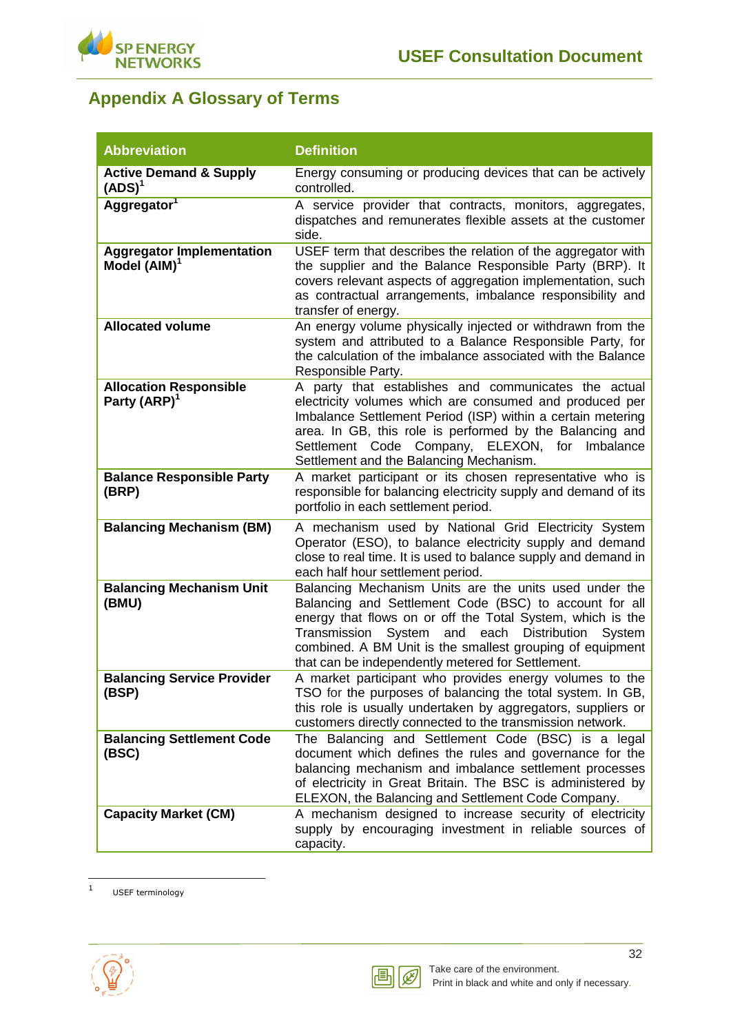## Appendix A Glossary of Terms

| Abbreviation | Definition |
|---|---|
| **Active Demand & Supply (ADS)**[1] | Energy consuming or producing devices that can be actively controlled. |
| **Aggregator**[1] | A service provider that contracts, monitors, aggregates, dispatches and remunerates flexible assets at the customer side. |
| **Aggregator Implementation Model (AIM)**[1] | USEF term that describes the relation of the aggregator with the supplier and the Balance Responsible Party (BRP). It covers relevant aspects of aggregation implementation, such as contractual arrangements, imbalance responsibility and transfer of energy. |
| **Allocated volume** | An energy volume physically injected or withdrawn from the system and attributed to a Balance Responsible Party, for the calculation of the imbalance associated with the Balance Responsible Party. |
| **Allocation Responsible Party (ARP)**[1] | A party that establishes and communicates the actual electricity volumes which are consumed and produced per Imbalance Settlement Period (ISP) within a certain metering area. In GB, this role is performed by the Balancing and Settlement Code Company, ELEXON, for Imbalance Settlement and the Balancing Mechanism. |
| **Balance Responsible Party (BRP)** | A market participant or its chosen representative who is responsible for balancing electricity supply and demand of its portfolio in each settlement period. |
| **Balancing Mechanism (BM)** | A mechanism used by National Grid Electricity System Operator (ESO), to balance electricity supply and demand close to real time. It is used to balance supply and demand in each half hour settlement period. |
| **Balancing Mechanism Unit (BMU)** | Balancing Mechanism Units are the units used under the Balancing and Settlement Code (BSC) to account for all energy that flows on or off the Total System, which is the Transmission System and each Distribution System combined. A BM Unit is the smallest grouping of equipment that can be independently metered for Settlement. |
| **Balancing Service Provider (BSP)** | A market participant who provides energy volumes to the TSO for the purposes of balancing the total system. In GB, this role is usually undertaken by aggregators, suppliers or customers directly connected to the transmission network. |
| **Balancing Settlement Code (BSC)** | The Balancing and Settlement Code (BSC) is a legal document which defines the rules and governance for the balancing mechanism and imbalance settlement processes of electricity in Great Britain. The BSC is administered by ELEXON, the Balancing and Settlement Code Company. |
| **Capacity Market (CM)** | A mechanism designed to increase security of electricity supply by encouraging investment in reliable sources of capacity. |

[1] USEF terminology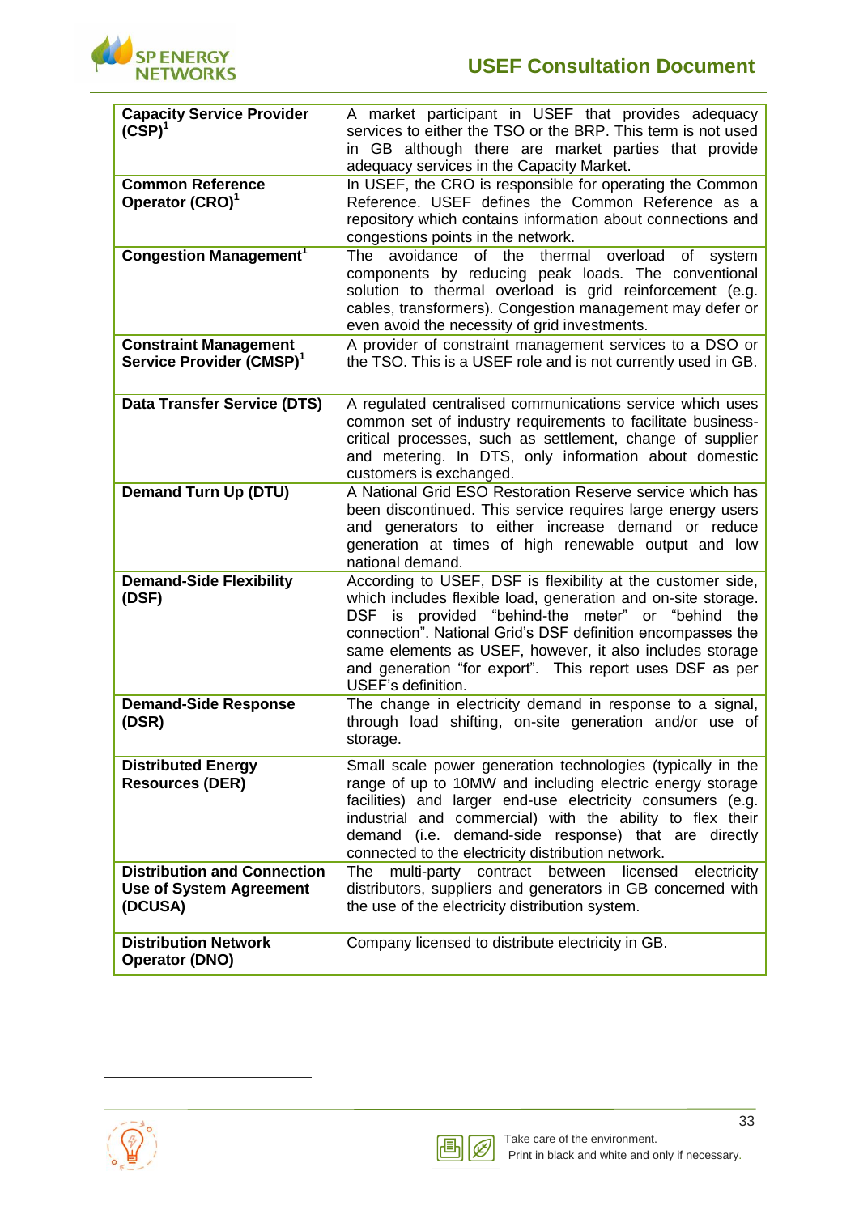| | |
|---|---|
| **Capacity Service Provider (CSP)**[1] | A market participant in USEF that provides adequacy services to either the TSO or the BRP. This term is not used in GB although there are market parties that provide adequacy services in the Capacity Market. |
| **Common Reference Operator (CRO)**[1] | In USEF, the CRO is responsible for operating the Common Reference. USEF defines the Common Reference as a repository which contains information about connections and congestions points in the network. |
| **Congestion Management**[1] | The avoidance of the thermal overload of system components by reducing peak loads. The conventional solution to thermal overload is grid reinforcement (e.g. cables, transformers). Congestion management may defer or even avoid the necessity of grid investments. |
| **Constraint Management Service Provider (CMSP)**[1] | A provider of constraint management services to a DSO or the TSO. This is a USEF role and is not currently used in GB. |
| **Data Transfer Service (DTS)** | A regulated centralised communications service which uses common set of industry requirements to facilitate business-critical processes, such as settlement, change of supplier and metering. In DTS, only information about domestic customers is exchanged. |
| **Demand Turn Up (DTU)** | A National Grid ESO Restoration Reserve service which has been discontinued. This service requires large energy users and generators to either increase demand or reduce generation at times of high renewable output and low national demand. |
| **Demand-Side Flexibility (DSF)** | According to USEF, DSF is flexibility at the customer side, which includes flexible load, generation and on-site storage. DSF is provided "behind-the meter" or "behind the connection". National Grid's DSF definition encompasses the same elements as USEF, however, it also includes storage and generation "for export". This report uses DSF as per USEF's definition. |
| **Demand-Side Response (DSR)** | The change in electricity demand in response to a signal, through load shifting, on-site generation and/or use of storage. |
| **Distributed Energy Resources (DER)** | Small scale power generation technologies (typically in the range of up to 10MW and including electric energy storage facilities) and larger end-use electricity consumers (e.g. industrial and commercial) with the ability to flex their demand (i.e. demand-side response) that are directly connected to the electricity distribution network. |
| **Distribution and Connection Use of System Agreement (DCUSA)** | The multi-party contract between licensed electricity distributors, suppliers and generators in GB concerned with the use of the electricity distribution system. |
| **Distribution Network Operator (DNO)** | Company licensed to distribute electricity in GB. |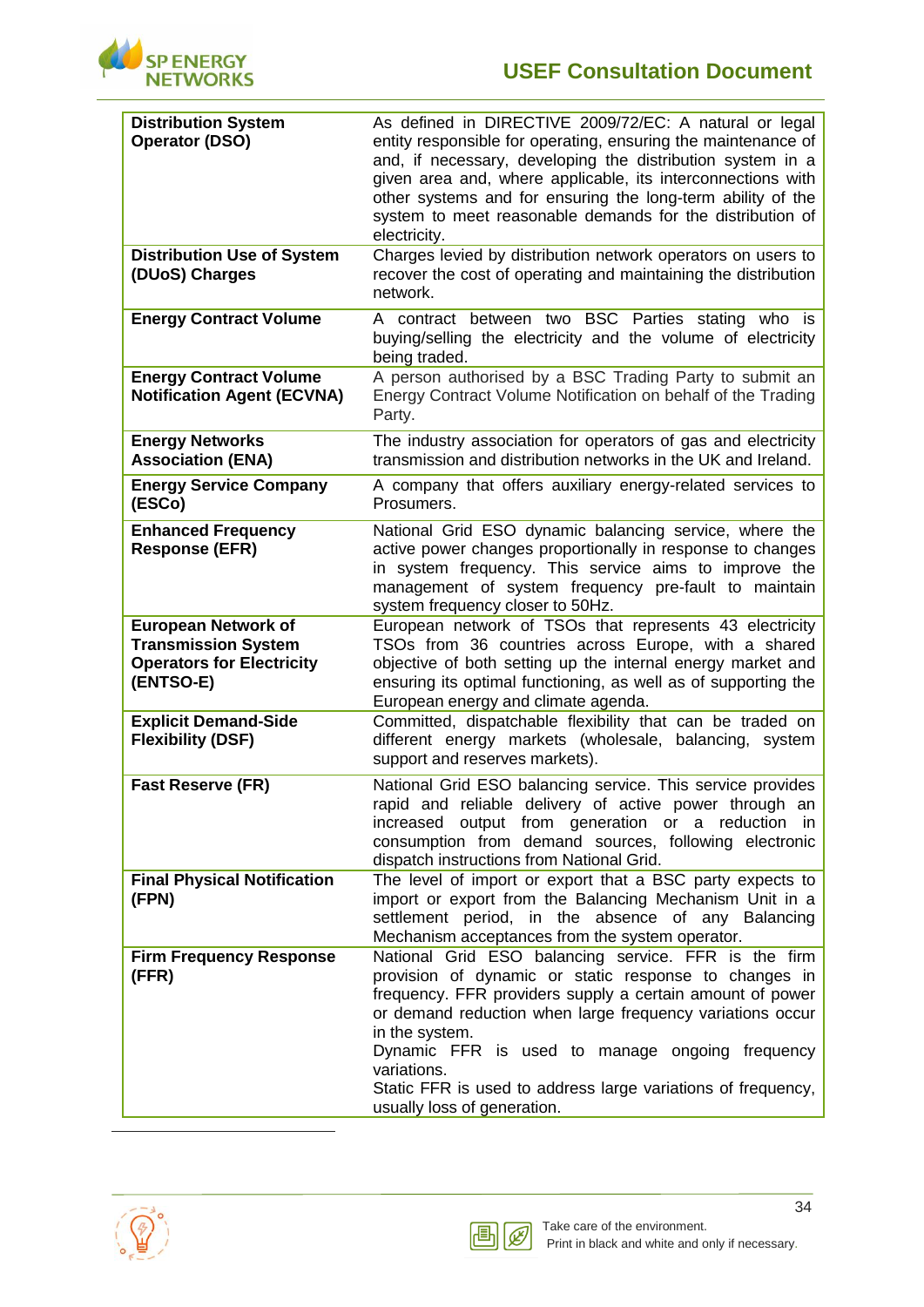| | |
|---|---|
| **Distribution System Operator (DSO)** | As defined in DIRECTIVE 2009/72/EC: A natural or legal entity responsible for operating, ensuring the maintenance of and, if necessary, developing the distribution system in a given area and, where applicable, its interconnections with other systems and for ensuring the long-term ability of the system to meet reasonable demands for the distribution of electricity. |
| **Distribution Use of System (DUoS) Charges** | Charges levied by distribution network operators on users to recover the cost of operating and maintaining the distribution network. |
| **Energy Contract Volume** | A contract between two BSC Parties stating who is buying/selling the electricity and the volume of electricity being traded. |
| **Energy Contract Volume Notification Agent (ECVNA)** | A person authorised by a BSC Trading Party to submit an Energy Contract Volume Notification on behalf of the Trading Party. |
| **Energy Networks Association (ENA)** | The industry association for operators of gas and electricity transmission and distribution networks in the UK and Ireland. |
| **Energy Service Company (ESCo)** | A company that offers auxiliary energy-related services to Prosumers. |
| **Enhanced Frequency Response (EFR)** | National Grid ESO dynamic balancing service, where the active power changes proportionally in response to changes in system frequency. This service aims to improve the management of system frequency pre-fault to maintain system frequency closer to 50Hz. |
| **European Network of Transmission System Operators for Electricity (ENTSO-E)** | European network of TSOs that represents 43 electricity TSOs from 36 countries across Europe, with a shared objective of both setting up the internal energy market and ensuring its optimal functioning, as well as of supporting the European energy and climate agenda. |
| **Explicit Demand-Side Flexibility (DSF)** | Committed, dispatchable flexibility that can be traded on different energy markets (wholesale, balancing, system support and reserves markets). |
| **Fast Reserve (FR)** | National Grid ESO balancing service. This service provides rapid and reliable delivery of active power through an increased output from generation or a reduction in consumption from demand sources, following electronic dispatch instructions from National Grid. |
| **Final Physical Notification (FPN)** | The level of import or export that a BSC party expects to import or export from the Balancing Mechanism Unit in a settlement period, in the absence of any Balancing Mechanism acceptances from the system operator. |
| **Firm Frequency Response (FFR)** | National Grid ESO balancing service. FFR is the firm provision of dynamic or static response to changes in frequency. FFR providers supply a certain amount of power or demand reduction when large frequency variations occur in the system.<br>Dynamic FFR is used to manage ongoing frequency variations.<br>Static FFR is used to address large variations of frequency, usually loss of generation. |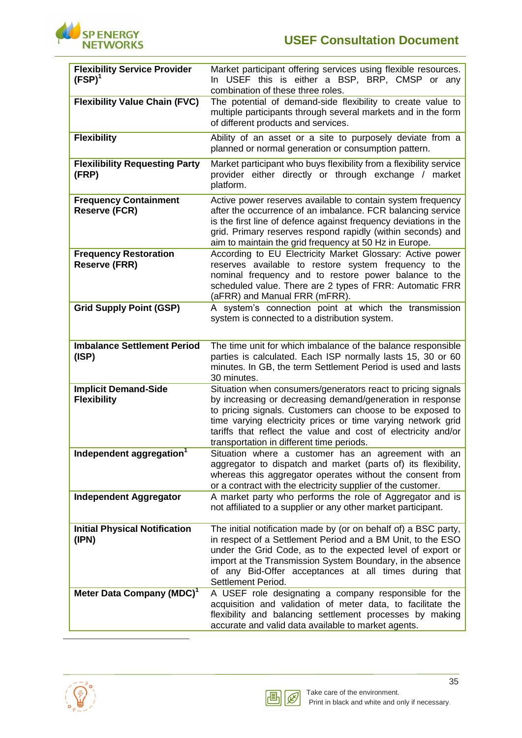| | |
|---|---|
| **Flexibility Service Provider (FSP)**[1] | Market participant offering services using flexible resources. In USEF this is either a BSP, BRP, CMSP or any combination of these three roles. |
| **Flexibility Value Chain (FVC)** | The potential of demand-side flexibility to create value to multiple participants through several markets and in the form of different products and services. |
| **Flexibility** | Ability of an asset or a site to purposely deviate from a planned or normal generation or consumption pattern. |
| **Flexilibility Requesting Party (FRP)** | Market participant who buys flexibility from a flexibility service provider either directly or through exchange / market platform. |
| **Frequency Containment Reserve (FCR)** | Active power reserves available to contain system frequency after the occurrence of an imbalance. FCR balancing service is the first line of defence against frequency deviations in the grid. Primary reserves respond rapidly (within seconds) and aim to maintain the grid frequency at 50 Hz in Europe. |
| **Frequency Restoration Reserve (FRR)** | According to EU Electricity Market Glossary: Active power reserves available to restore system frequency to the nominal frequency and to restore power balance to the scheduled value. There are 2 types of FRR: Automatic FRR (aFRR) and Manual FRR (mFRR). |
| **Grid Supply Point (GSP)** | A system's connection point at which the transmission system is connected to a distribution system. |
| **Imbalance Settlement Period (ISP)** | The time unit for which imbalance of the balance responsible parties is calculated. Each ISP normally lasts 15, 30 or 60 minutes. In GB, the term Settlement Period is used and lasts 30 minutes. |
| **Implicit Demand-Side Flexibility** | Situation when consumers/generators react to pricing signals by increasing or decreasing demand/generation in response to pricing signals. Customers can choose to be exposed to time varying electricity prices or time varying network grid tariffs that reflect the value and cost of electricity and/or transportation in different time periods. |
| **Independent aggregation**[1] | Situation where a customer has an agreement with an aggregator to dispatch and market (parts of) its flexibility, whereas this aggregator operates without the consent from or a contract with the electricity supplier of the customer. |
| **Independent Aggregator** | A market party who performs the role of Aggregator and is not affiliated to a supplier or any other market participant. |
| **Initial Physical Notification (IPN)** | The initial notification made by (or on behalf of) a BSC party, in respect of a Settlement Period and a BM Unit, to the ESO under the Grid Code, as to the expected level of export or import at the Transmission System Boundary, in the absence of any Bid-Offer acceptances at all times during that Settlement Period. |
| **Meter Data Company (MDC)**[1] | A USEF role designating a company responsible for the acquisition and validation of meter data, to facilitate the flexibility and balancing settlement processes by making accurate and valid data available to market agents. |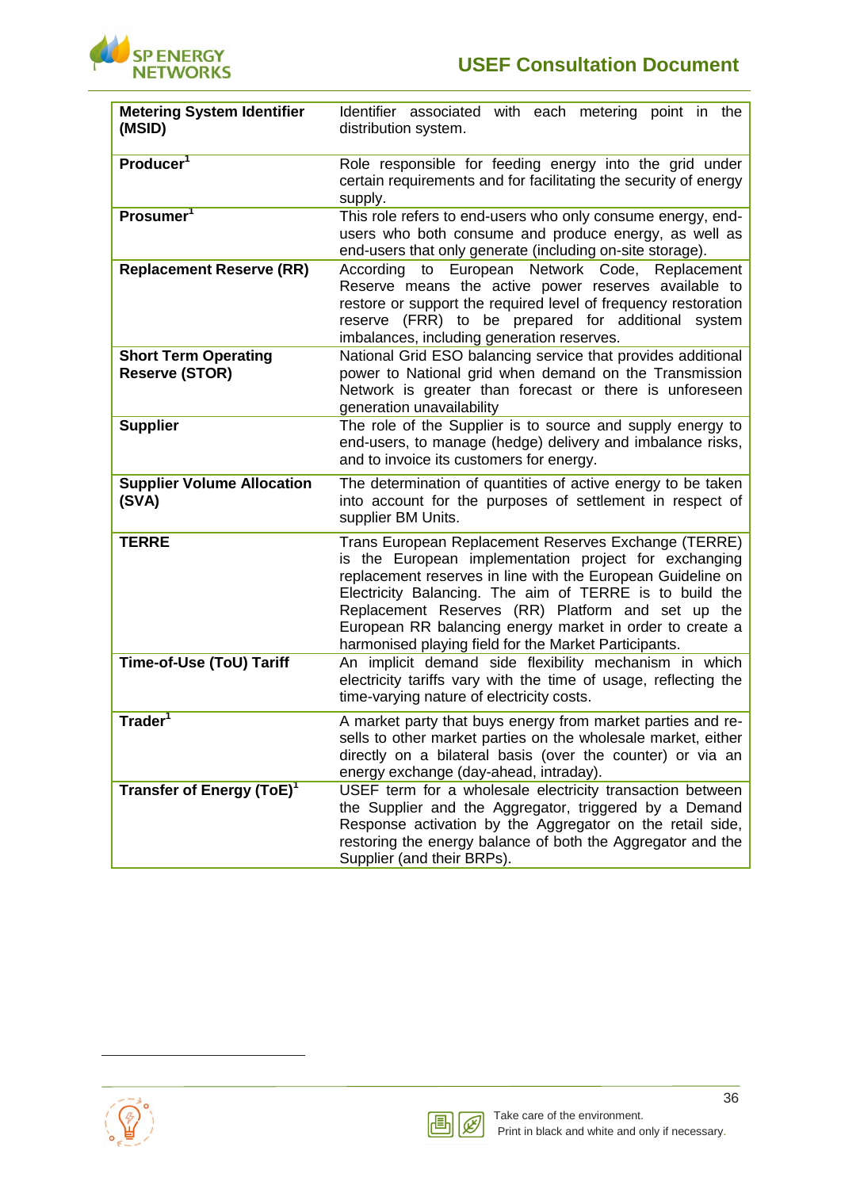| | |
|---|---|
| **Metering System Identifier (MSID)** | Identifier associated with each metering point in the distribution system. |
| **Producer**[1] | Role responsible for feeding energy into the grid under certain requirements and for facilitating the security of energy supply. |
| **Prosumer**[1] | This role refers to end-users who only consume energy, end-users who both consume and produce energy, as well as end-users that only generate (including on-site storage). |
| **Replacement Reserve (RR)** | According to European Network Code, Replacement Reserve means the active power reserves available to restore or support the required level of frequency restoration reserve (FRR) to be prepared for additional system imbalances, including generation reserves. |
| **Short Term Operating Reserve (STOR)** | National Grid ESO balancing service that provides additional power to National grid when demand on the Transmission Network is greater than forecast or there is unforeseen generation unavailability |
| **Supplier** | The role of the Supplier is to source and supply energy to end-users, to manage (hedge) delivery and imbalance risks, and to invoice its customers for energy. |
| **Supplier Volume Allocation (SVA)** | The determination of quantities of active energy to be taken into account for the purposes of settlement in respect of supplier BM Units. |
| **TERRE** | Trans European Replacement Reserves Exchange (TERRE) is the European implementation project for exchanging replacement reserves in line with the European Guideline on Electricity Balancing. The aim of TERRE is to build the Replacement Reserves (RR) Platform and set up the European RR balancing energy market in order to create a harmonised playing field for the Market Participants. |
| **Time-of-Use (ToU) Tariff** | An implicit demand side flexibility mechanism in which electricity tariffs vary with the time of usage, reflecting the time-varying nature of electricity costs. |
| **Trader**[1] | A market party that buys energy from market parties and re-sells to other market parties on the wholesale market, either directly on a bilateral basis (over the counter) or via an energy exchange (day-ahead, intraday). |
| **Transfer of Energy (ToE)**[1] | USEF term for a wholesale electricity transaction between the Supplier and the Aggregator, triggered by a Demand Response activation by the Aggregator on the retail side, restoring the energy balance of both the Aggregator and the Supplier (and their BRPs). |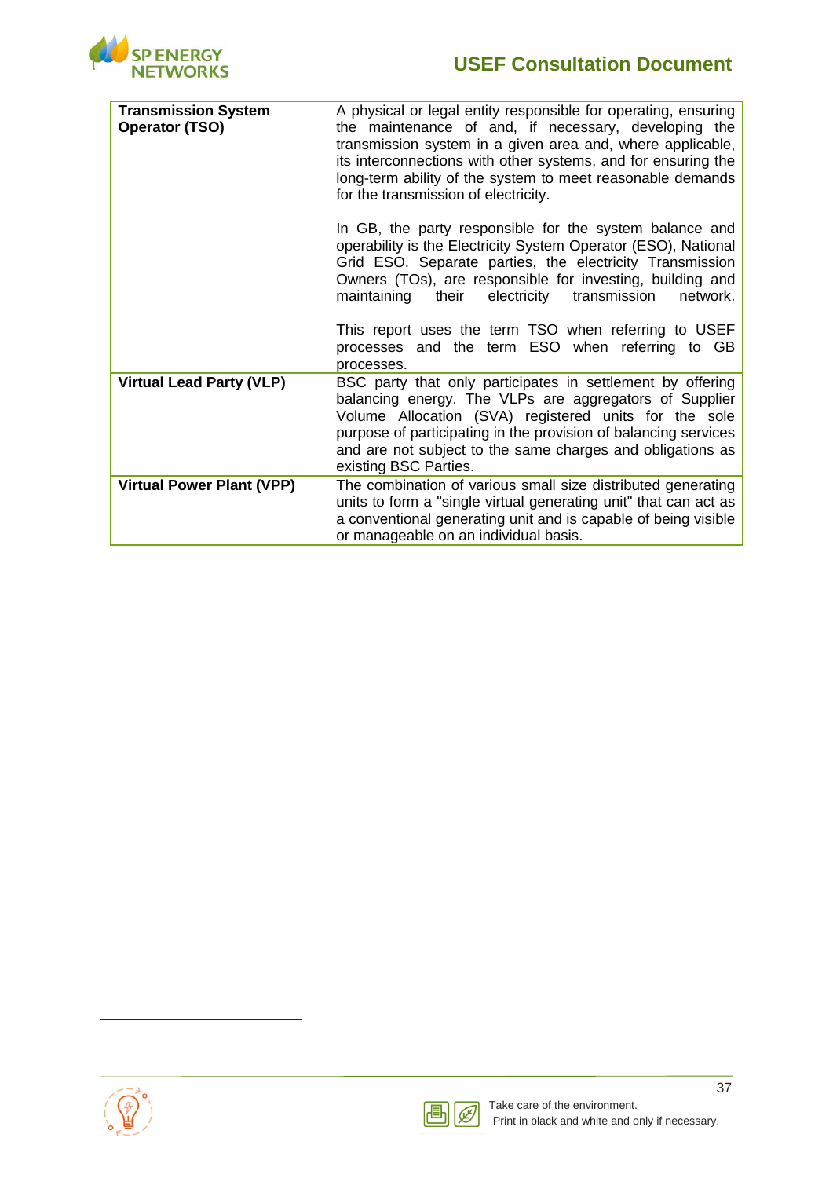| | |
|---|---|
| **Transmission System Operator (TSO)** | A physical or legal entity responsible for operating, ensuring the maintenance of and, if necessary, developing the transmission system in a given area and, where applicable, its interconnections with other systems, and for ensuring the long-term ability of the system to meet reasonable demands for the transmission of electricity.<br><br>In GB, the party responsible for the system balance and operability is the Electricity System Operator (ESO), National Grid ESO. Separate parties, the electricity Transmission Owners (TOs), are responsible for investing, building and maintaining their electricity transmission network.<br><br>This report uses the term TSO when referring to USEF processes and the term ESO when referring to GB processes. |
| **Virtual Lead Party (VLP)** | BSC party that only participates in settlement by offering balancing energy. The VLPs are aggregators of Supplier Volume Allocation (SVA) registered units for the sole purpose of participating in the provision of balancing services and are not subject to the same charges and obligations as existing BSC Parties. |
| **Virtual Power Plant (VPP)** | The combination of various small size distributed generating units to form a "single virtual generating unit" that can act as a conventional generating unit and is capable of being visible or manageable on an individual basis. |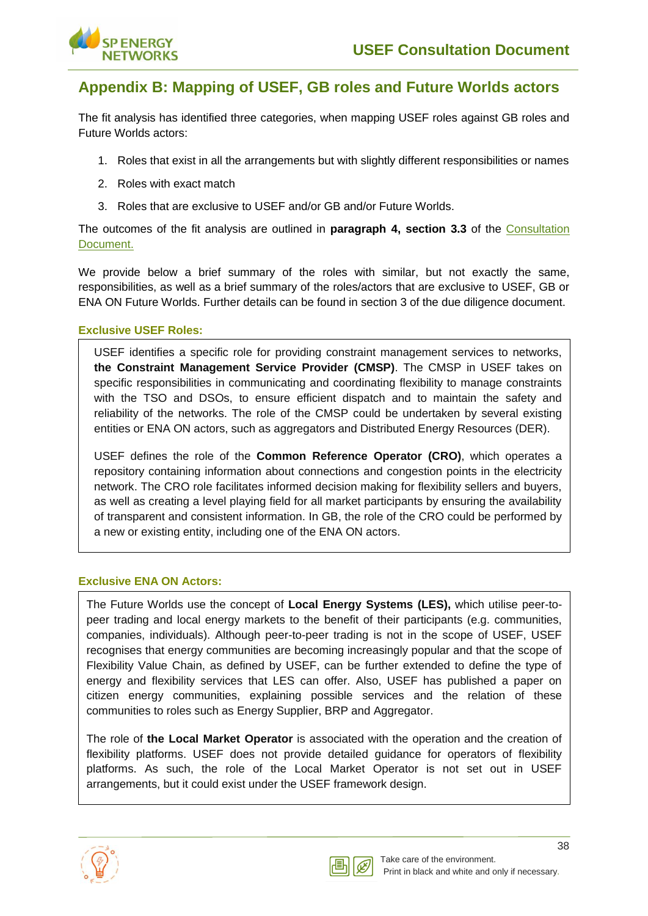## Appendix B: Mapping of USEF, GB roles and Future Worlds actors

The fit analysis has identified three categories, when mapping USEF roles against GB roles and Future Worlds actors:

1. Roles that exist in all the arrangements but with slightly different responsibilities or names
2. Roles with exact match
3. Roles that are exclusive to USEF and/or GB and/or Future Worlds.

The outcomes of the fit analysis are outlined in **paragraph 4, section 3.3** of the Consultation Document.

We provide below a brief summary of the roles with similar, but not exactly the same, responsibilities, as well as a brief summary of the roles/actors that are exclusive to USEF, GB or ENA ON Future Worlds. Further details can be found in section 3 of the due diligence document.

### Exclusive USEF Roles:

USEF identifies a specific role for providing constraint management services to networks, **the Constraint Management Service Provider (CMSP)**. The CMSP in USEF takes on specific responsibilities in communicating and coordinating flexibility to manage constraints with the TSO and DSOs, to ensure efficient dispatch and to maintain the safety and reliability of the networks. The role of the CMSP could be undertaken by several existing entities or ENA ON actors, such as aggregators and Distributed Energy Resources (DER).

USEF defines the role of the **Common Reference Operator (CRO)**, which operates a repository containing information about connections and congestion points in the electricity network. The CRO role facilitates informed decision making for flexibility sellers and buyers, as well as creating a level playing field for all market participants by ensuring the availability of transparent and consistent information. In GB, the role of the CRO could be performed by a new or existing entity, including one of the ENA ON actors.

### Exclusive ENA ON Actors:

The Future Worlds use the concept of **Local Energy Systems (LES),** which utilise peer-to-peer trading and local energy markets to the benefit of their participants (e.g. communities, companies, individuals). Although peer-to-peer trading is not in the scope of USEF, USEF recognises that energy communities are becoming increasingly popular and that the scope of Flexibility Value Chain, as defined by USEF, can be further extended to define the type of energy and flexibility services that LES can offer. Also, USEF has published a paper on citizen energy communities, explaining possible services and the relation of these communities to roles such as Energy Supplier, BRP and Aggregator.

The role of **the Local Market Operator** is associated with the operation and the creation of flexibility platforms. USEF does not provide detailed guidance for operators of flexibility platforms. As such, the role of the Local Market Operator is not set out in USEF arrangements, but it could exist under the USEF framework design.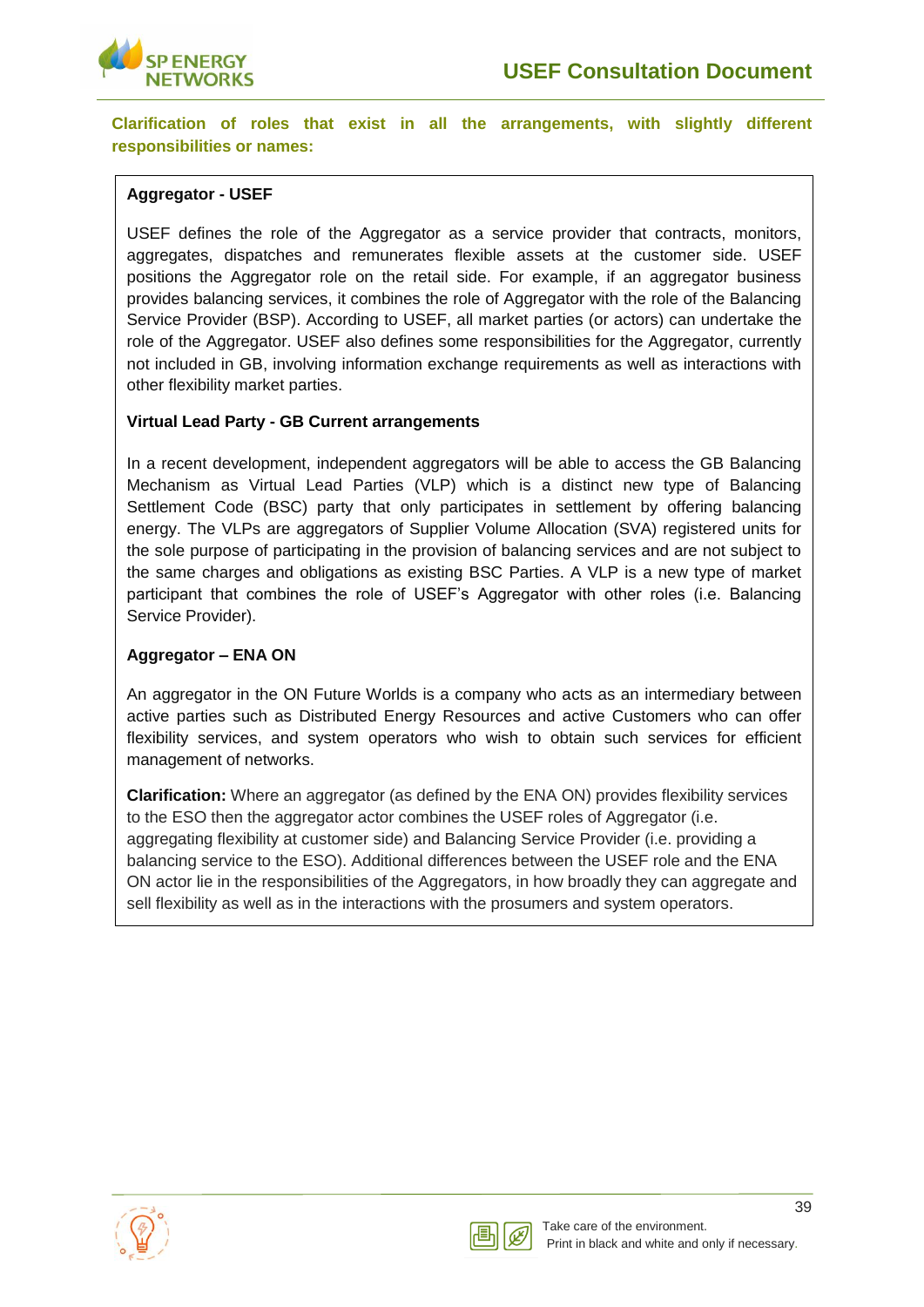**Clarification of roles that exist in all the arrangements, with slightly different responsibilities or names:**

**Aggregator - USEF**

USEF defines the role of the Aggregator as a service provider that contracts, monitors, aggregates, dispatches and remunerates flexible assets at the customer side. USEF positions the Aggregator role on the retail side. For example, if an aggregator business provides balancing services, it combines the role of Aggregator with the role of the Balancing Service Provider (BSP). According to USEF, all market parties (or actors) can undertake the role of the Aggregator. USEF also defines some responsibilities for the Aggregator, currently not included in GB, involving information exchange requirements as well as interactions with other flexibility market parties.

**Virtual Lead Party - GB Current arrangements**

In a recent development, independent aggregators will be able to access the GB Balancing Mechanism as Virtual Lead Parties (VLP) which is a distinct new type of Balancing Settlement Code (BSC) party that only participates in settlement by offering balancing energy. The VLPs are aggregators of Supplier Volume Allocation (SVA) registered units for the sole purpose of participating in the provision of balancing services and are not subject to the same charges and obligations as existing BSC Parties. A VLP is a new type of market participant that combines the role of USEF's Aggregator with other roles (i.e. Balancing Service Provider).

**Aggregator – ENA ON**

An aggregator in the ON Future Worlds is a company who acts as an intermediary between active parties such as Distributed Energy Resources and active Customers who can offer flexibility services, and system operators who wish to obtain such services for efficient management of networks.

**Clarification:** Where an aggregator (as defined by the ENA ON) provides flexibility services to the ESO then the aggregator actor combines the USEF roles of Aggregator (i.e. aggregating flexibility at customer side) and Balancing Service Provider (i.e. providing a balancing service to the ESO). Additional differences between the USEF role and the ENA ON actor lie in the responsibilities of the Aggregators, in how broadly they can aggregate and sell flexibility as well as in the interactions with the prosumers and system operators.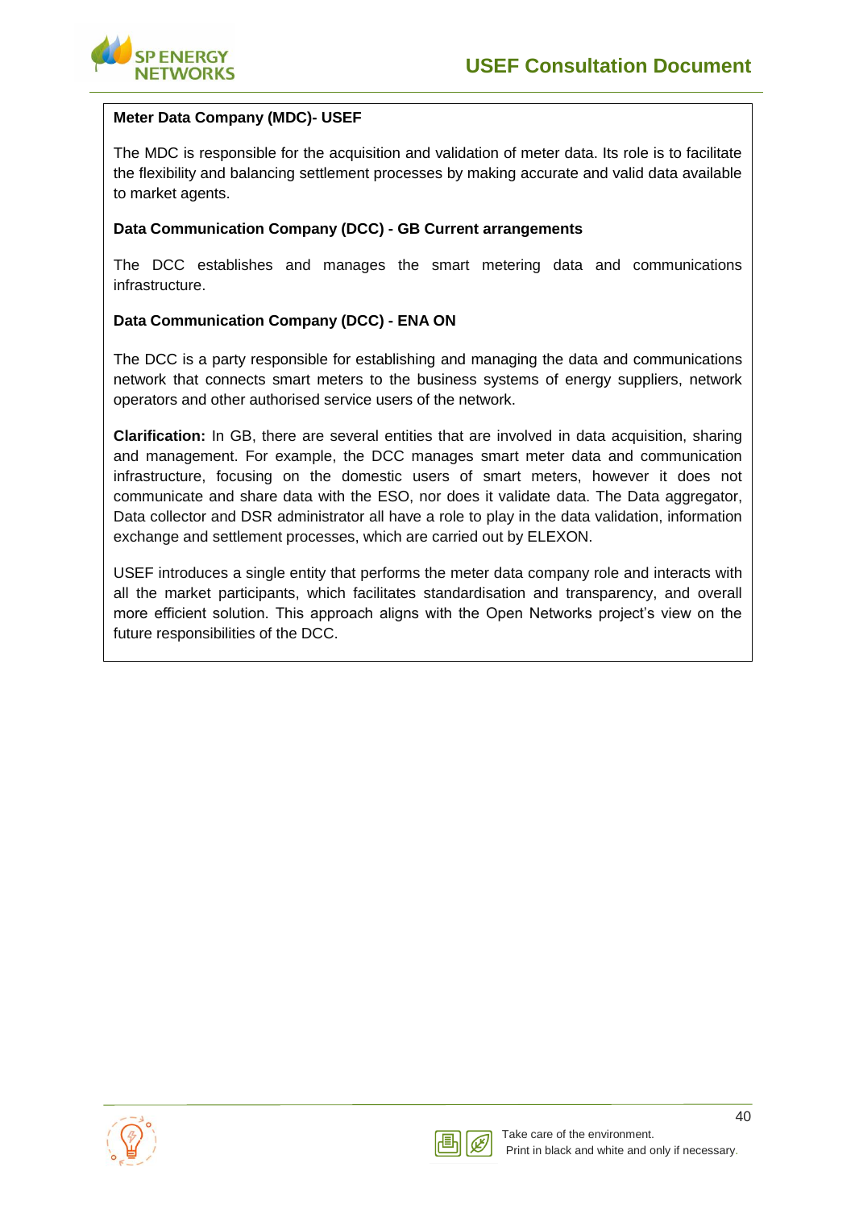**Meter Data Company (MDC)- USEF**

The MDC is responsible for the acquisition and validation of meter data. Its role is to facilitate the flexibility and balancing settlement processes by making accurate and valid data available to market agents.

**Data Communication Company (DCC) - GB Current arrangements**

The DCC establishes and manages the smart metering data and communications infrastructure.

**Data Communication Company (DCC) - ENA ON**

The DCC is a party responsible for establishing and managing the data and communications network that connects smart meters to the business systems of energy suppliers, network operators and other authorised service users of the network.

**Clarification:** In GB, there are several entities that are involved in data acquisition, sharing and management. For example, the DCC manages smart meter data and communication infrastructure, focusing on the domestic users of smart meters, however it does not communicate and share data with the ESO, nor does it validate data. The Data aggregator, Data collector and DSR administrator all have a role to play in the data validation, information exchange and settlement processes, which are carried out by ELEXON.

USEF introduces a single entity that performs the meter data company role and interacts with all the market participants, which facilitates standardisation and transparency, and overall more efficient solution. This approach aligns with the Open Networks project's view on the future responsibilities of the DCC.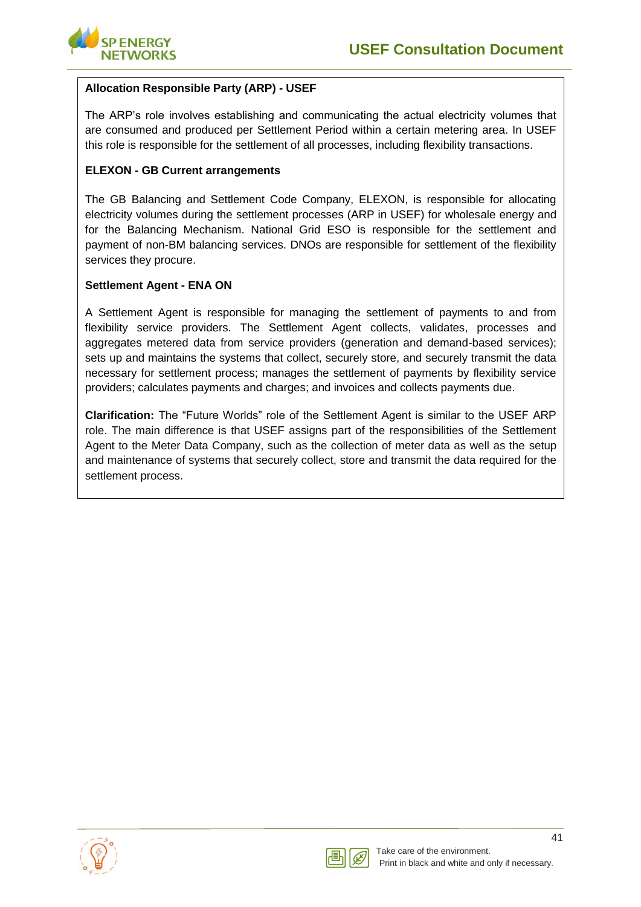**Allocation Responsible Party (ARP) - USEF**

The ARP's role involves establishing and communicating the actual electricity volumes that are consumed and produced per Settlement Period within a certain metering area. In USEF this role is responsible for the settlement of all processes, including flexibility transactions.

**ELEXON - GB Current arrangements**

The GB Balancing and Settlement Code Company, ELEXON, is responsible for allocating electricity volumes during the settlement processes (ARP in USEF) for wholesale energy and for the Balancing Mechanism. National Grid ESO is responsible for the settlement and payment of non-BM balancing services. DNOs are responsible for settlement of the flexibility services they procure.

**Settlement Agent - ENA ON**

A Settlement Agent is responsible for managing the settlement of payments to and from flexibility service providers. The Settlement Agent collects, validates, processes and aggregates metered data from service providers (generation and demand-based services); sets up and maintains the systems that collect, securely store, and securely transmit the data necessary for settlement process; manages the settlement of payments by flexibility service providers; calculates payments and charges; and invoices and collects payments due.

**Clarification:** The "Future Worlds" role of the Settlement Agent is similar to the USEF ARP role. The main difference is that USEF assigns part of the responsibilities of the Settlement Agent to the Meter Data Company, such as the collection of meter data as well as the setup and maintenance of systems that securely collect, store and transmit the data required for the settlement process.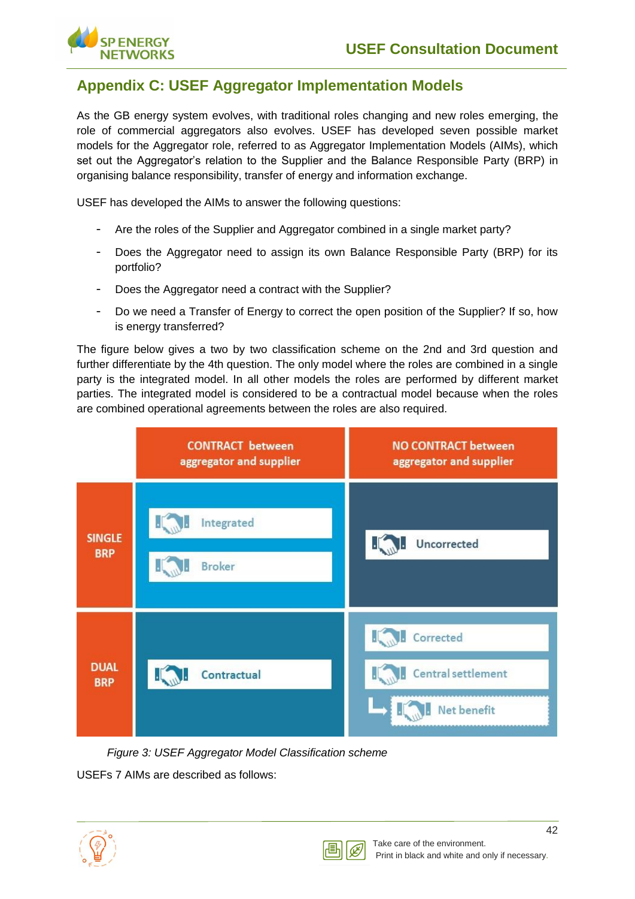## Appendix C: USEF Aggregator Implementation Models

As the GB energy system evolves, with traditional roles changing and new roles emerging, the role of commercial aggregators also evolves. USEF has developed seven possible market models for the Aggregator role, referred to as Aggregator Implementation Models (AIMs), which set out the Aggregator's relation to the Supplier and the Balance Responsible Party (BRP) in organising balance responsibility, transfer of energy and information exchange.

USEF has developed the AIMs to answer the following questions:

- Are the roles of the Supplier and Aggregator combined in a single market party?
- Does the Aggregator need to assign its own Balance Responsible Party (BRP) for its portfolio?
- Does the Aggregator need a contract with the Supplier?
- Do we need a Transfer of Energy to correct the open position of the Supplier? If so, how is energy transferred?

The figure below gives a two by two classification scheme on the 2nd and 3rd question and further differentiate by the 4th question. The only model where the roles are combined in a single party is the integrated model. In all other models the roles are performed by different market parties. The integrated model is considered to be a contractual model because when the roles are combined operational agreements between the roles are also required.

| | CONTRACT between aggregator and supplier | NO CONTRACT between aggregator and supplier |
|---|---|---|
| SINGLE BRP | Integrated<br>Broker | Uncorrected |
| DUAL BRP | Contractual | Corrected<br>Central settlement<br>↳ Net benefit |

*Figure 3: USEF Aggregator Model Classification scheme*

USEFs 7 AIMs are described as follows: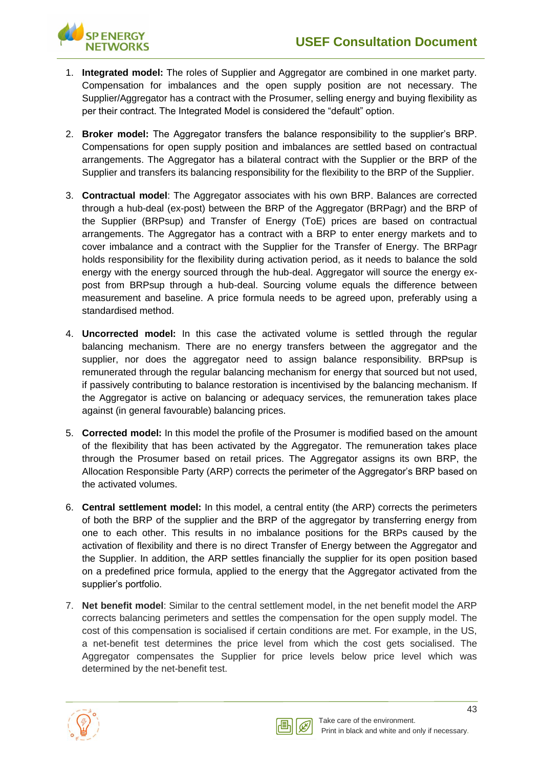1. **Integrated model:** The roles of Supplier and Aggregator are combined in one market party. Compensation for imbalances and the open supply position are not necessary. The Supplier/Aggregator has a contract with the Prosumer, selling energy and buying flexibility as per their contract. The Integrated Model is considered the "default" option.

2. **Broker model:** The Aggregator transfers the balance responsibility to the supplier's BRP. Compensations for open supply position and imbalances are settled based on contractual arrangements. The Aggregator has a bilateral contract with the Supplier or the BRP of the Supplier and transfers its balancing responsibility for the flexibility to the BRP of the Supplier.

3. **Contractual model**: The Aggregator associates with his own BRP. Balances are corrected through a hub-deal (ex-post) between the BRP of the Aggregator (BRPagr) and the BRP of the Supplier (BRPsup) and Transfer of Energy (ToE) prices are based on contractual arrangements. The Aggregator has a contract with a BRP to enter energy markets and to cover imbalance and a contract with the Supplier for the Transfer of Energy. The BRPagr holds responsibility for the flexibility during activation period, as it needs to balance the sold energy with the energy sourced through the hub-deal. Aggregator will source the energy ex-post from BRPsup through a hub-deal. Sourcing volume equals the difference between measurement and baseline. A price formula needs to be agreed upon, preferably using a standardised method.

4. **Uncorrected model:** In this case the activated volume is settled through the regular balancing mechanism. There are no energy transfers between the aggregator and the supplier, nor does the aggregator need to assign balance responsibility. BRPsup is remunerated through the regular balancing mechanism for energy that sourced but not used, if passively contributing to balance restoration is incentivised by the balancing mechanism. If the Aggregator is active on balancing or adequacy services, the remuneration takes place against (in general favourable) balancing prices.

5. **Corrected model:** In this model the profile of the Prosumer is modified based on the amount of the flexibility that has been activated by the Aggregator. The remuneration takes place through the Prosumer based on retail prices. The Aggregator assigns its own BRP, the Allocation Responsible Party (ARP) corrects the perimeter of the Aggregator's BRP based on the activated volumes.

6. **Central settlement model:** In this model, a central entity (the ARP) corrects the perimeters of both the BRP of the supplier and the BRP of the aggregator by transferring energy from one to each other. This results in no imbalance positions for the BRPs caused by the activation of flexibility and there is no direct Transfer of Energy between the Aggregator and the Supplier. In addition, the ARP settles financially the supplier for its open position based on a predefined price formula, applied to the energy that the Aggregator activated from the supplier's portfolio.

7. **Net benefit model**: Similar to the central settlement model, in the net benefit model the ARP corrects balancing perimeters and settles the compensation for the open supply model. The cost of this compensation is socialised if certain conditions are met. For example, in the US, a net-benefit test determines the price level from which the cost gets socialised. The Aggregator compensates the Supplier for price levels below price level which was determined by the net-benefit test.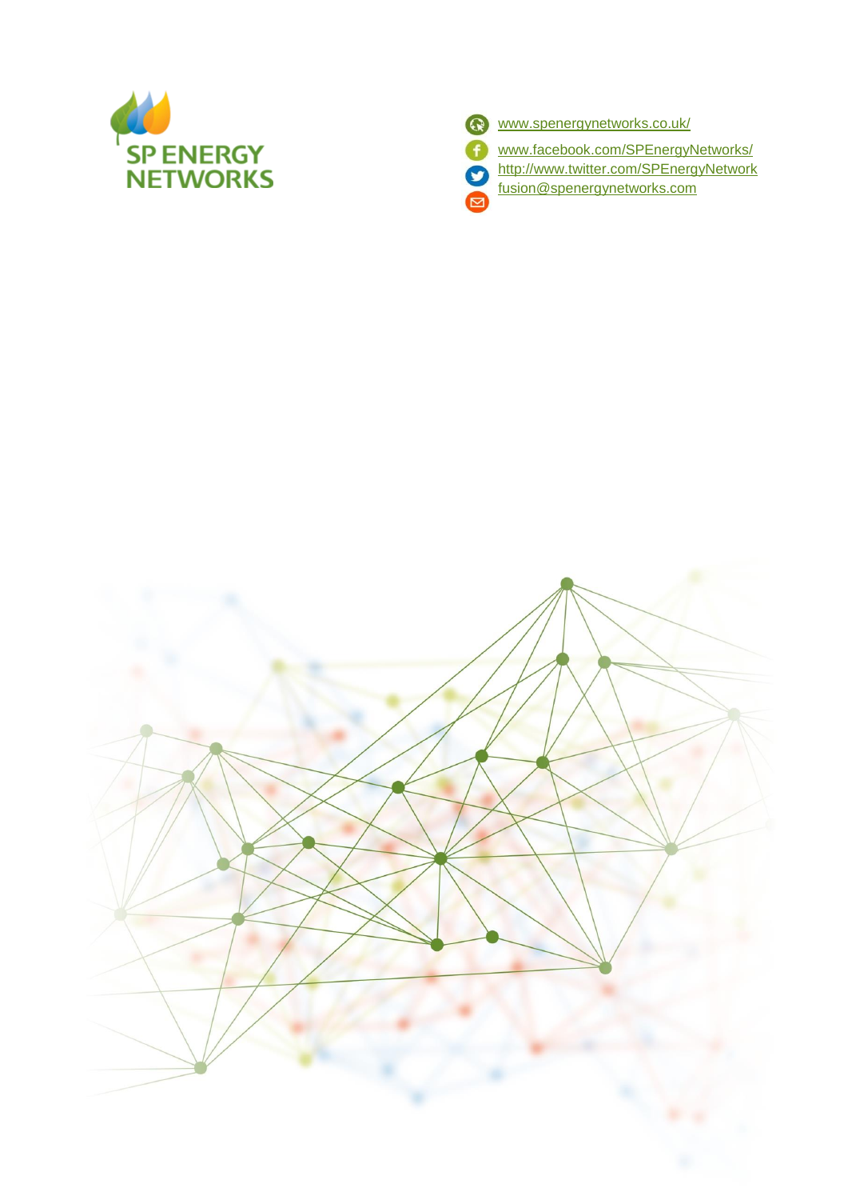SP ENERGY NETWORKS

www.spenergynetworks.co.uk/

www.facebook.com/SPEnergyNetworks/

http://www.twitter.com/SPEnergyNetwork

fusion@spenergynetworks.com